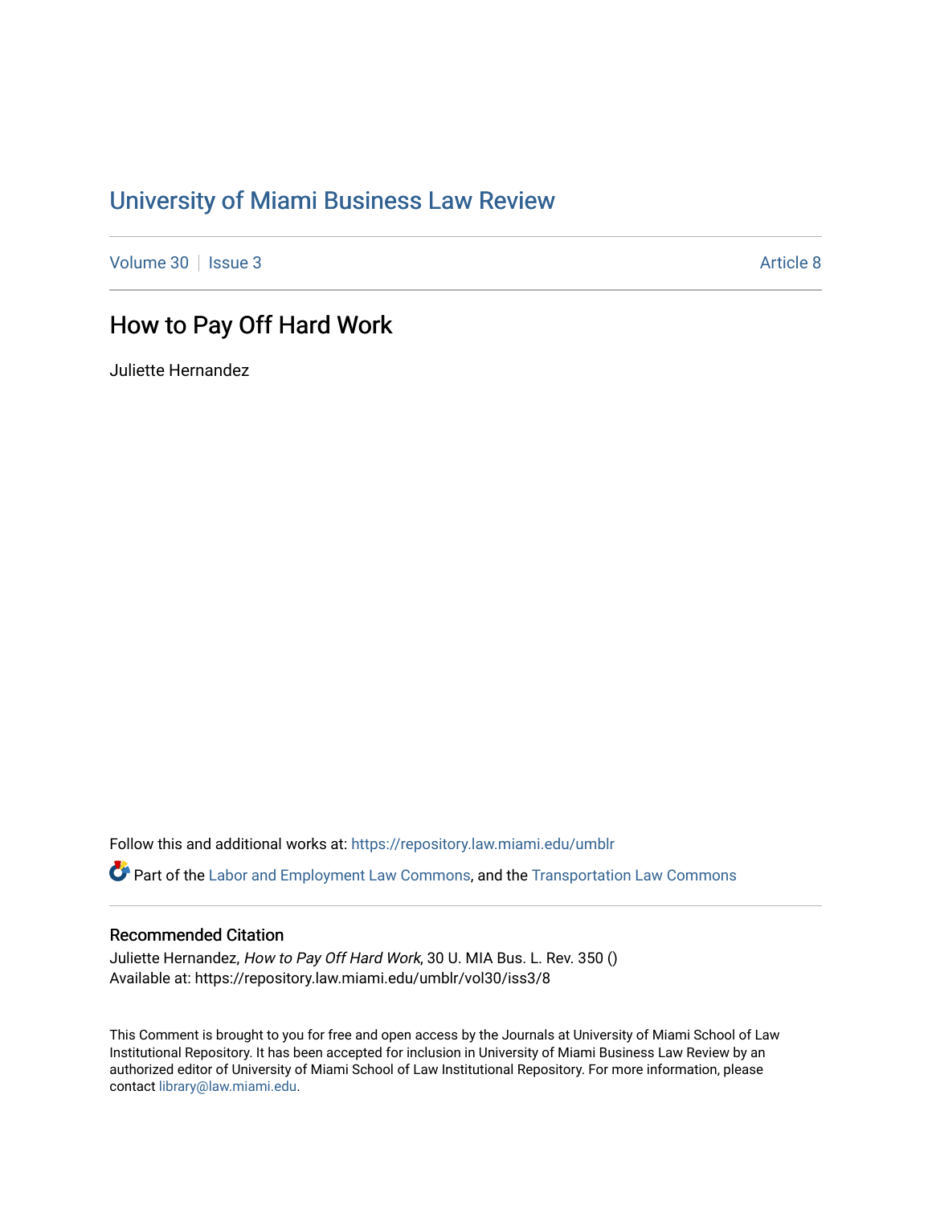# University of Miami Business Law Review

Volume 30 | Issue 3 | Article 8

## How to Pay Off Hard Work

Juliette Hernandez

Follow this and additional works at: https://repository.law.miami.edu/umblr

Part of the Labor and Employment Law Commons, and the Transportation Law Commons

### Recommended Citation

Juliette Hernandez, *How to Pay Off Hard Work*, 30 U. MIA Bus. L. Rev. 350 ()
Available at: https://repository.law.miami.edu/umblr/vol30/iss3/8

This Comment is brought to you for free and open access by the Journals at University of Miami School of Law Institutional Repository. It has been accepted for inclusion in University of Miami Business Law Review by an authorized editor of University of Miami School of Law Institutional Repository. For more information, please contact library@law.miami.edu.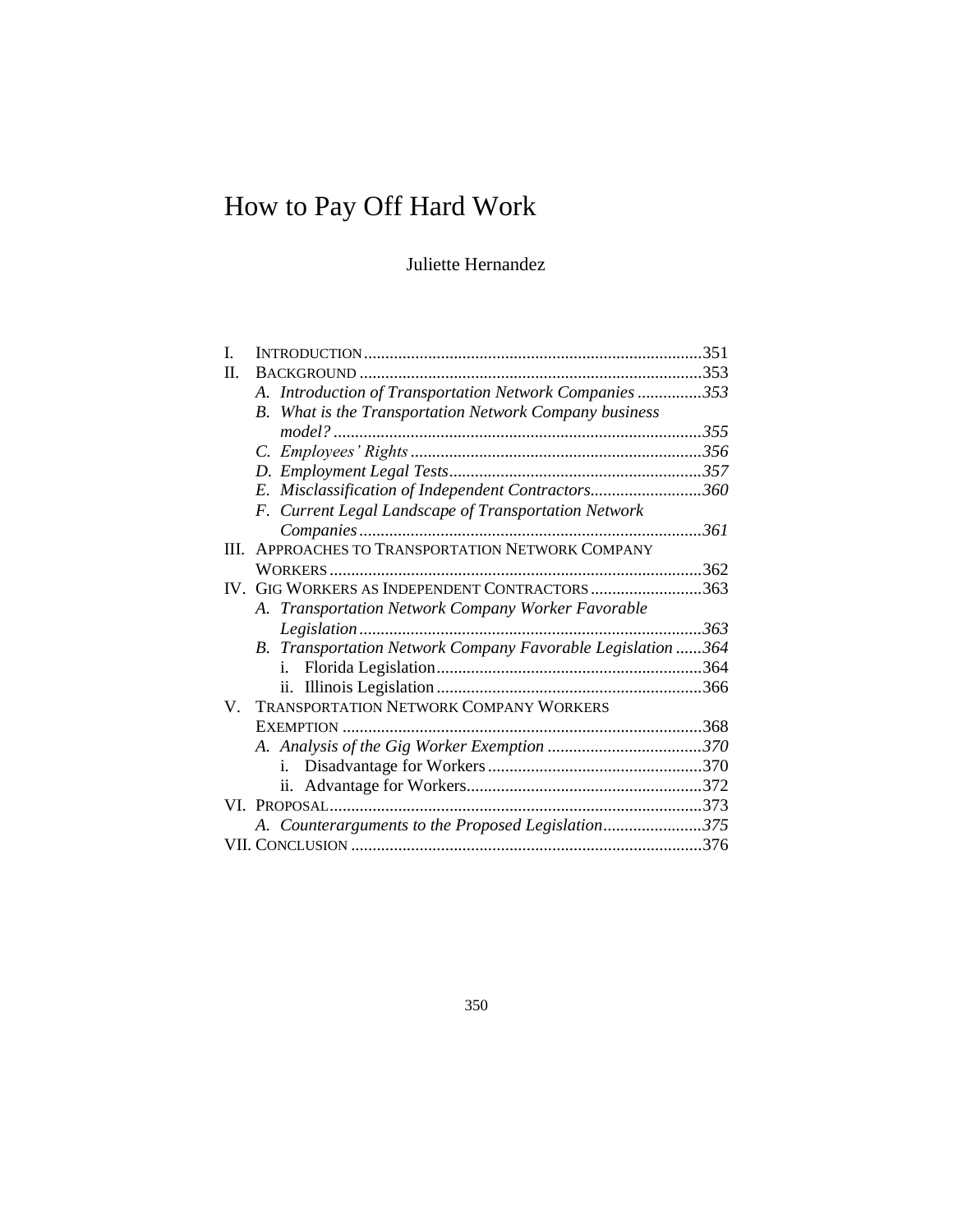# How to Pay Off Hard Work

Juliette Hernandez

I. INTRODUCTION .......................................................................... 351
II. BACKGROUND .......................................................................... 353
  A. *Introduction of Transportation Network Companies* .......... 353
  B. *What is the Transportation Network Company business model?* .......... 355
  C. *Employees' Rights* .......... 356
  D. *Employment Legal Tests* .......... 357
  E. *Misclassification of Independent Contractors* .......... 360
  F. *Current Legal Landscape of Transportation Network Companies* .......... 361
III. APPROACHES TO TRANSPORTATION NETWORK COMPANY WORKERS .......... 362
IV. GIG WORKERS AS INDEPENDENT CONTRACTORS .......... 363
  A. *Transportation Network Company Worker Favorable Legislation* .......... 363
  B. *Transportation Network Company Favorable Legislation* .......... 364
    i. Florida Legislation .......... 364
    ii. Illinois Legislation .......... 366
V. TRANSPORTATION NETWORK COMPANY WORKERS EXEMPTION .......... 368
  A. *Analysis of the Gig Worker Exemption* .......... 370
    i. Disadvantage for Workers .......... 370
    ii. Advantage for Workers .......... 372
VI. PROPOSAL .......... 373
  A. *Counterarguments to the Proposed Legislation* .......... 375
VII. CONCLUSION .......... 376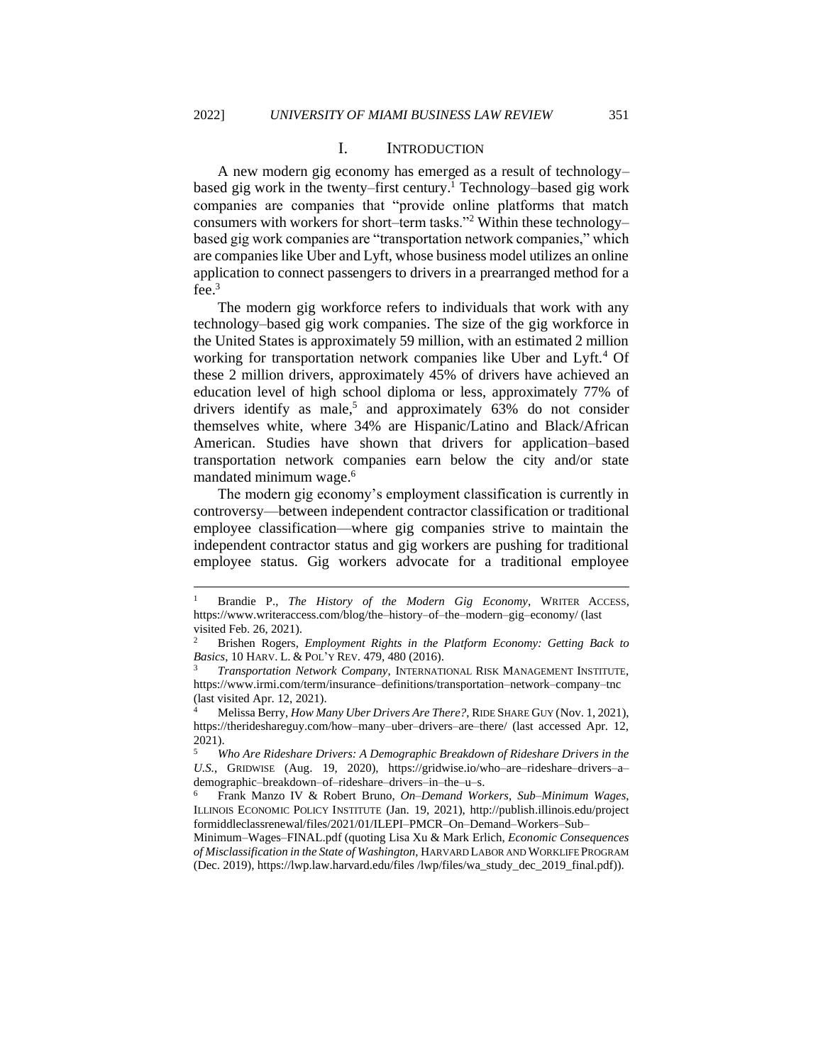## I. Introduction

A new modern gig economy has emerged as a result of technology–based gig work in the twenty–first century.[1] Technology–based gig work companies are companies that "provide online platforms that match consumers with workers for short–term tasks."[2] Within these technology–based gig work companies are "transportation network companies," which are companies like Uber and Lyft, whose business model utilizes an online application to connect passengers to drivers in a prearranged method for a fee.[3]

The modern gig workforce refers to individuals that work with any technology–based gig work companies. The size of the gig workforce in the United States is approximately 59 million, with an estimated 2 million working for transportation network companies like Uber and Lyft.[4] Of these 2 million drivers, approximately 45% of drivers have achieved an education level of high school diploma or less, approximately 77% of drivers identify as male,[5] and approximately 63% do not consider themselves white, where 34% are Hispanic/Latino and Black/African American. Studies have shown that drivers for application–based transportation network companies earn below the city and/or state mandated minimum wage.[6]

The modern gig economy's employment classification is currently in controversy—between independent contractor classification or traditional employee classification—where gig companies strive to maintain the independent contractor status and gig workers are pushing for traditional employee status. Gig workers advocate for a traditional employee

---

[1] Brandie P., *The History of the Modern Gig Economy*, WRITER ACCESS, https://www.writeraccess.com/blog/the–history–of–the–modern–gig–economy/ (last visited Feb. 26, 2021).

[2] Brishen Rogers, *Employment Rights in the Platform Economy: Getting Back to Basics*, 10 HARV. L. & POL'Y REV. 479, 480 (2016).

[3] *Transportation Network Company*, INTERNATIONAL RISK MANAGEMENT INSTITUTE, https://www.irmi.com/term/insurance–definitions/transportation–network–company–tnc (last visited Apr. 12, 2021).

[4] Melissa Berry, *How Many Uber Drivers Are There?*, RIDE SHARE GUY (Nov. 1, 2021), https://therideshareguy.com/how–many–uber–drivers–are–there/ (last accessed Apr. 12, 2021).

[5] *Who Are Rideshare Drivers: A Demographic Breakdown of Rideshare Drivers in the U.S.*, GRIDWISE (Aug. 19, 2020), https://gridwise.io/who–are–rideshare–drivers–a–demographic–breakdown–of–rideshare–drivers–in–the–u–s.

[6] Frank Manzo IV & Robert Bruno, *On–Demand Workers, Sub–Minimum Wages*, ILLINOIS ECONOMIC POLICY INSTITUTE (Jan. 19, 2021), http://publish.illinois.edu/project formiddleclassrenewal/files/2021/01/ILEPI–PMCR–On–Demand–Workers–Sub–Minimum–Wages–FINAL.pdf (quoting Lisa Xu & Mark Erlich, *Economic Consequences of Misclassification in the State of Washington*, HARVARD LABOR AND WORKLIFE PROGRAM (Dec. 2019), https://lwp.law.harvard.edu/files /lwp/files/wa_study_dec_2019_final.pdf)).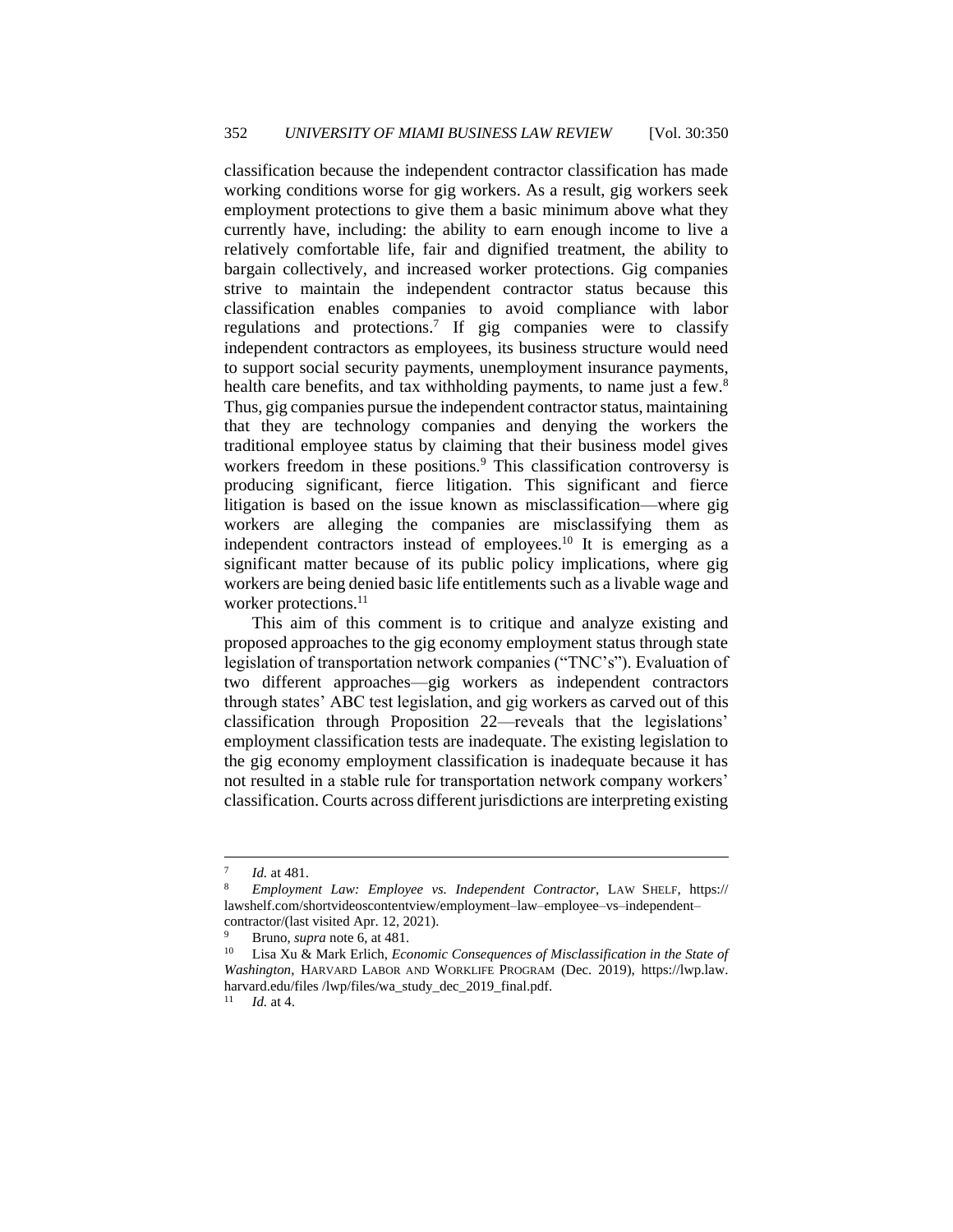classification because the independent contractor classification has made working conditions worse for gig workers. As a result, gig workers seek employment protections to give them a basic minimum above what they currently have, including: the ability to earn enough income to live a relatively comfortable life, fair and dignified treatment, the ability to bargain collectively, and increased worker protections. Gig companies strive to maintain the independent contractor status because this classification enables companies to avoid compliance with labor regulations and protections.[7] If gig companies were to classify independent contractors as employees, its business structure would need to support social security payments, unemployment insurance payments, health care benefits, and tax withholding payments, to name just a few.[8] Thus, gig companies pursue the independent contractor status, maintaining that they are technology companies and denying the workers the traditional employee status by claiming that their business model gives workers freedom in these positions.[9] This classification controversy is producing significant, fierce litigation. This significant and fierce litigation is based on the issue known as misclassification—where gig workers are alleging the companies are misclassifying them as independent contractors instead of employees.[10] It is emerging as a significant matter because of its public policy implications, where gig workers are being denied basic life entitlements such as a livable wage and worker protections.[11]

This aim of this comment is to critique and analyze existing and proposed approaches to the gig economy employment status through state legislation of transportation network companies ("TNC's"). Evaluation of two different approaches—gig workers as independent contractors through states' ABC test legislation, and gig workers as carved out of this classification through Proposition 22—reveals that the legislations' employment classification tests are inadequate. The existing legislation to the gig economy employment classification is inadequate because it has not resulted in a stable rule for transportation network company workers' classification. Courts across different jurisdictions are interpreting existing

---

[7] *Id.* at 481.

[8] *Employment Law: Employee vs. Independent Contractor*, LAW SHELF, https://lawshelf.com/shortvideoscontentview/employment–law–employee–vs–independent–contractor/(last visited Apr. 12, 2021).

[9] Bruno, *supra* note 6, at 481.

[10] Lisa Xu & Mark Erlich, *Economic Consequences of Misclassification in the State of Washington*, HARVARD LABOR AND WORKLIFE PROGRAM (Dec. 2019), https://lwp.law.harvard.edu/files /lwp/files/wa_study_dec_2019_final.pdf.

[11] *Id.* at 4.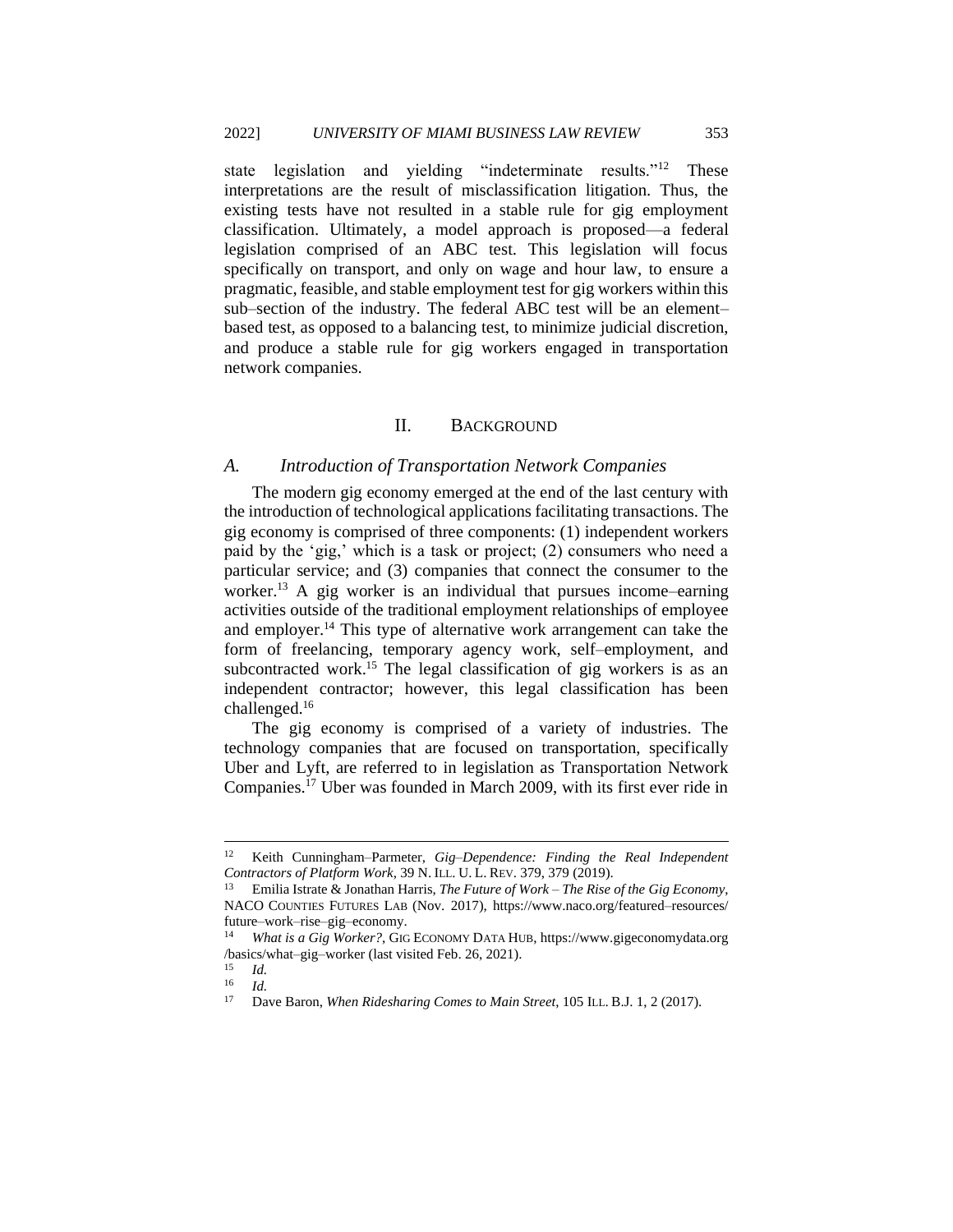state legislation and yielding "indeterminate results."[12] These interpretations are the result of misclassification litigation. Thus, the existing tests have not resulted in a stable rule for gig employment classification. Ultimately, a model approach is proposed—a federal legislation comprised of an ABC test. This legislation will focus specifically on transport, and only on wage and hour law, to ensure a pragmatic, feasible, and stable employment test for gig workers within this sub–section of the industry. The federal ABC test will be an element–based test, as opposed to a balancing test, to minimize judicial discretion, and produce a stable rule for gig workers engaged in transportation network companies.

## II. BACKGROUND

### A. Introduction of Transportation Network Companies

The modern gig economy emerged at the end of the last century with the introduction of technological applications facilitating transactions. The gig economy is comprised of three components: (1) independent workers paid by the 'gig,' which is a task or project; (2) consumers who need a particular service; and (3) companies that connect the consumer to the worker.[13] A gig worker is an individual that pursues income–earning activities outside of the traditional employment relationships of employee and employer.[14] This type of alternative work arrangement can take the form of freelancing, temporary agency work, self–employment, and subcontracted work.[15] The legal classification of gig workers is as an independent contractor; however, this legal classification has been challenged.[16]

The gig economy is comprised of a variety of industries. The technology companies that are focused on transportation, specifically Uber and Lyft, are referred to in legislation as Transportation Network Companies.[17] Uber was founded in March 2009, with its first ever ride in

---

[12] Keith Cunningham–Parmeter, *Gig–Dependence: Finding the Real Independent Contractors of Platform Work*, 39 N. ILL. U. L. REV. 379, 379 (2019).

[13] Emilia Istrate & Jonathan Harris, *The Future of Work – The Rise of the Gig Economy*, NACO COUNTIES FUTURES LAB (Nov. 2017), https://www.naco.org/featured–resources/future–work–rise–gig–economy.

[14] *What is a Gig Worker?*, GIG ECONOMY DATA HUB, https://www.gigeconomydata.org/basics/what–gig–worker (last visited Feb. 26, 2021).

[15] *Id.*

[16] *Id.*

[17] Dave Baron, *When Ridesharing Comes to Main Street*, 105 ILL. B.J. 1, 2 (2017).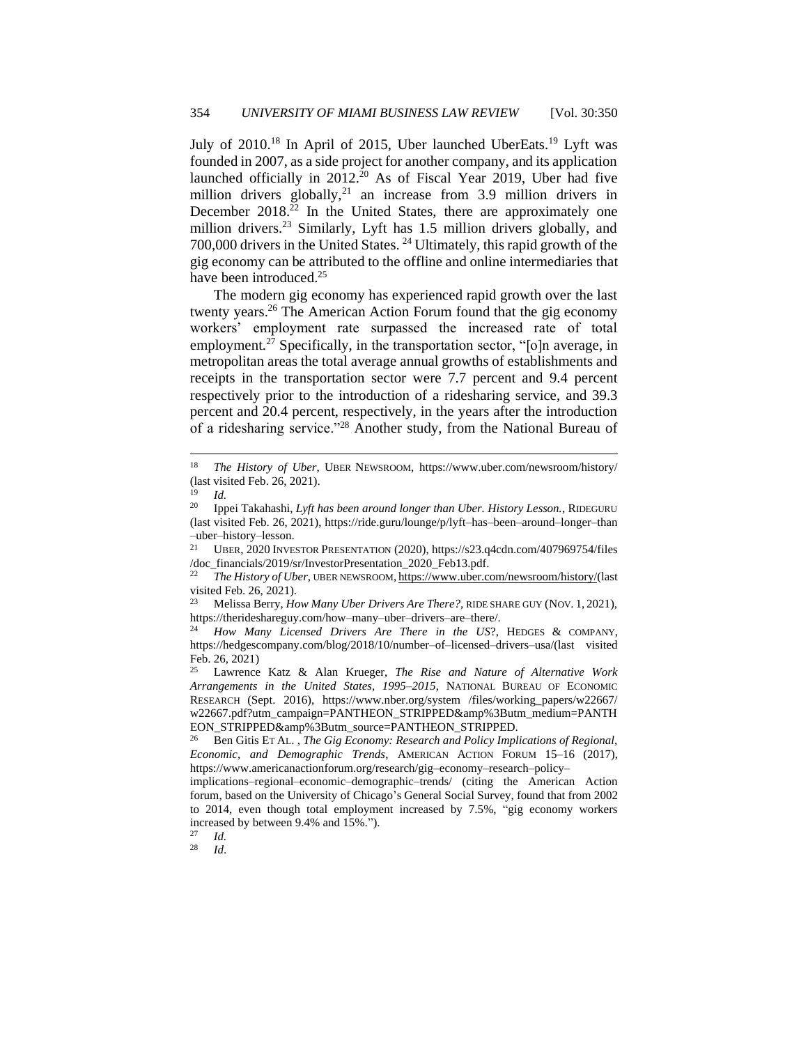July of 2010.[18] In April of 2015, Uber launched UberEats.[19] Lyft was founded in 2007, as a side project for another company, and its application launched officially in 2012.[20] As of Fiscal Year 2019, Uber had five million drivers globally,[21] an increase from 3.9 million drivers in December 2018.[22] In the United States, there are approximately one million drivers.[23] Similarly, Lyft has 1.5 million drivers globally, and 700,000 drivers in the United States.[24] Ultimately, this rapid growth of the gig economy can be attributed to the offline and online intermediaries that have been introduced.[25]

The modern gig economy has experienced rapid growth over the last twenty years.[26] The American Action Forum found that the gig economy workers' employment rate surpassed the increased rate of total employment.[27] Specifically, in the transportation sector, "[o]n average, in metropolitan areas the total average annual growths of establishments and receipts in the transportation sector were 7.7 percent and 9.4 percent respectively prior to the introduction of a ridesharing service, and 39.3 percent and 20.4 percent, respectively, in the years after the introduction of a ridesharing service."[28] Another study, from the National Bureau of

---

[18] *The History of Uber*, UBER NEWSROOM, https://www.uber.com/newsroom/history/ (last visited Feb. 26, 2021).

[19] *Id.*

[20] Ippei Takahashi, *Lyft has been around longer than Uber. History Lesson.*, RIDEGURU (last visited Feb. 26, 2021), https://ride.guru/lounge/p/lyft–has–been–around–longer–than–uber–history–lesson.

[21] UBER, 2020 INVESTOR PRESENTATION (2020), https://s23.q4cdn.com/407969754/files/doc_financials/2019/sr/InvestorPresentation_2020_Feb13.pdf.

[22] *The History of Uber*, UBER NEWSROOM, https://www.uber.com/newsroom/history/(last visited Feb. 26, 2021).

[23] Melissa Berry, *How Many Uber Drivers Are There?*, RIDE SHARE GUY (NOV. 1, 2021), https://therideshareguy.com/how–many–uber–drivers–are–there/.

[24] *How Many Licensed Drivers Are There in the US*?, HEDGES & COMPANY, https://hedgescompany.com/blog/2018/10/number–of–licensed–drivers–usa/(last visited Feb. 26, 2021)

[25] Lawrence Katz & Alan Krueger, *The Rise and Nature of Alternative Work Arrangements in the United States, 1995–2015*, NATIONAL BUREAU OF ECONOMIC RESEARCH (Sept. 2016), https://www.nber.org/system /files/working_papers/w22667/w22667.pdf?utm_campaign=PANTHEON_STRIPPED&amp%3Butm_medium=PANTHEON_STRIPPED&amp%3Butm_source=PANTHEON_STRIPPED.

[26] Ben Gitis ET AL. , *The Gig Economy: Research and Policy Implications of Regional, Economic, and Demographic Trends*, AMERICAN ACTION FORUM 15–16 (2017), https://www.americanactionforum.org/research/gig–economy–research–policy–implications–regional–economic–demographic–trends/ (citing the American Action forum, based on the University of Chicago's General Social Survey, found that from 2002 to 2014, even though total employment increased by 7.5%, "gig economy workers increased by between 9.4% and 15%.").

[27] *Id.*

[28] *Id.*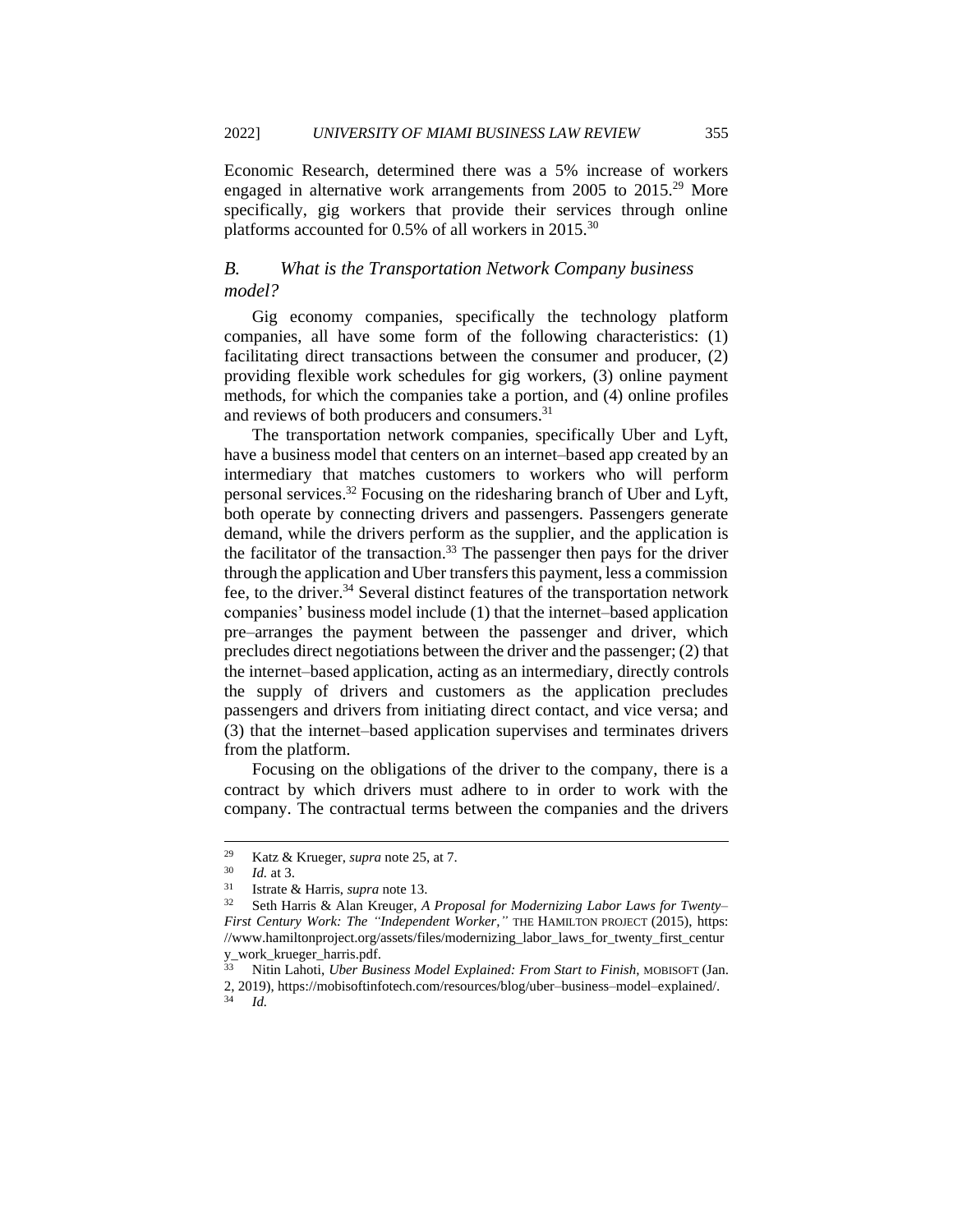Economic Research, determined there was a 5% increase of workers engaged in alternative work arrangements from 2005 to 2015.[29] More specifically, gig workers that provide their services through online platforms accounted for 0.5% of all workers in 2015.[30]

### *B. What is the Transportation Network Company business model?*

Gig economy companies, specifically the technology platform companies, all have some form of the following characteristics: (1) facilitating direct transactions between the consumer and producer, (2) providing flexible work schedules for gig workers, (3) online payment methods, for which the companies take a portion, and (4) online profiles and reviews of both producers and consumers.[31]

The transportation network companies, specifically Uber and Lyft, have a business model that centers on an internet–based app created by an intermediary that matches customers to workers who will perform personal services.[32] Focusing on the ridesharing branch of Uber and Lyft, both operate by connecting drivers and passengers. Passengers generate demand, while the drivers perform as the supplier, and the application is the facilitator of the transaction.[33] The passenger then pays for the driver through the application and Uber transfers this payment, less a commission fee, to the driver.[34] Several distinct features of the transportation network companies' business model include (1) that the internet–based application pre–arranges the payment between the passenger and driver, which precludes direct negotiations between the driver and the passenger; (2) that the internet–based application, acting as an intermediary, directly controls the supply of drivers and customers as the application precludes passengers and drivers from initiating direct contact, and vice versa; and (3) that the internet–based application supervises and terminates drivers from the platform.

Focusing on the obligations of the driver to the company, there is a contract by which drivers must adhere to in order to work with the company. The contractual terms between the companies and the drivers

---

[29] Katz & Krueger, *supra* note 25, at 7.

[30] *Id.* at 3.

[31] Istrate & Harris, *supra* note 13.

[32] Seth Harris & Alan Kreuger, *A Proposal for Modernizing Labor Laws for Twenty–First Century Work: The "Independent Worker,"* THE HAMILTON PROJECT (2015), https://www.hamiltonproject.org/assets/files/modernizing_labor_laws_for_twenty_first_century_work_krueger_harris.pdf.

[33] Nitin Lahoti, *Uber Business Model Explained: From Start to Finish*, MOBISOFT (Jan. 2, 2019), https://mobisoftinfotech.com/resources/blog/uber–business–model–explained/.

[34] *Id.*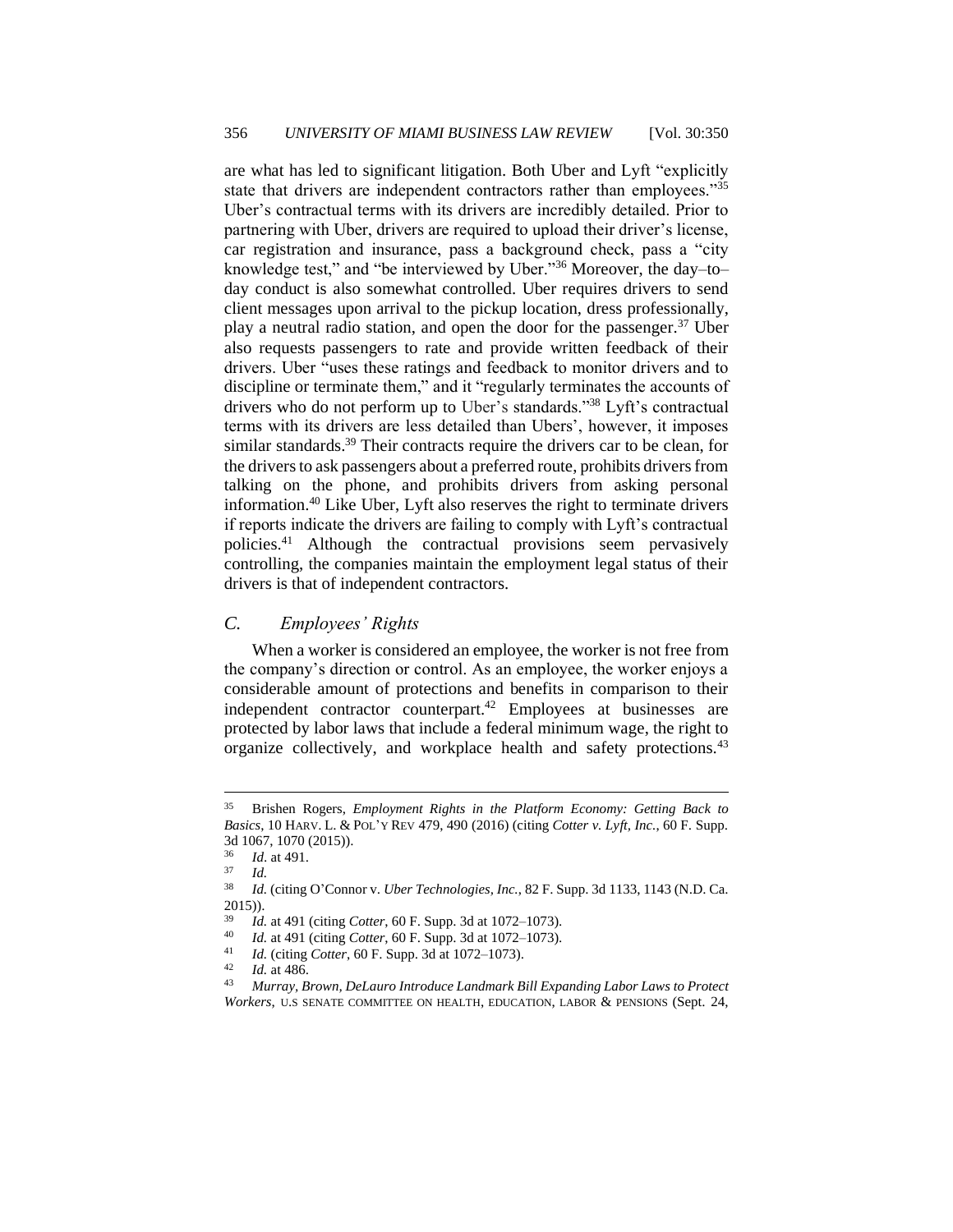are what has led to significant litigation. Both Uber and Lyft "explicitly state that drivers are independent contractors rather than employees."[35] Uber's contractual terms with its drivers are incredibly detailed. Prior to partnering with Uber, drivers are required to upload their driver's license, car registration and insurance, pass a background check, pass a "city knowledge test," and "be interviewed by Uber."[36] Moreover, the day–to–day conduct is also somewhat controlled. Uber requires drivers to send client messages upon arrival to the pickup location, dress professionally, play a neutral radio station, and open the door for the passenger.[37] Uber also requests passengers to rate and provide written feedback of their drivers. Uber "uses these ratings and feedback to monitor drivers and to discipline or terminate them," and it "regularly terminates the accounts of drivers who do not perform up to Uber's standards."[38] Lyft's contractual terms with its drivers are less detailed than Ubers', however, it imposes similar standards.[39] Their contracts require the drivers car to be clean, for the drivers to ask passengers about a preferred route, prohibits drivers from talking on the phone, and prohibits drivers from asking personal information.[40] Like Uber, Lyft also reserves the right to terminate drivers if reports indicate the drivers are failing to comply with Lyft's contractual policies.[41] Although the contractual provisions seem pervasively controlling, the companies maintain the employment legal status of their drivers is that of independent contractors.

### *C. Employees' Rights*

When a worker is considered an employee, the worker is not free from the company's direction or control. As an employee, the worker enjoys a considerable amount of protections and benefits in comparison to their independent contractor counterpart.[42] Employees at businesses are protected by labor laws that include a federal minimum wage, the right to organize collectively, and workplace health and safety protections.[43]

---

[35] Brishen Rogers, *Employment Rights in the Platform Economy: Getting Back to Basics*, 10 HARV. L. & POL'Y REV 479, 490 (2016) (citing *Cotter v. Lyft, Inc.*, 60 F. Supp. 3d 1067, 1070 (2015)).

[36] *Id.* at 491.

[37] *Id.*

[38] *Id.* (citing O'Connor v. *Uber Technologies, Inc.*, 82 F. Supp. 3d 1133, 1143 (N.D. Ca. 2015)).

[39] *Id.* at 491 (citing *Cotter*, 60 F. Supp. 3d at 1072–1073).

[40] *Id.* at 491 (citing *Cotter*, 60 F. Supp. 3d at 1072–1073).

[41] *Id.* (citing *Cotter*, 60 F. Supp. 3d at 1072–1073).

[42] *Id.* at 486.

[43] *Murray, Brown, DeLauro Introduce Landmark Bill Expanding Labor Laws to Protect Workers*, U.S SENATE COMMITTEE ON HEALTH, EDUCATION, LABOR & PENSIONS (Sept. 24,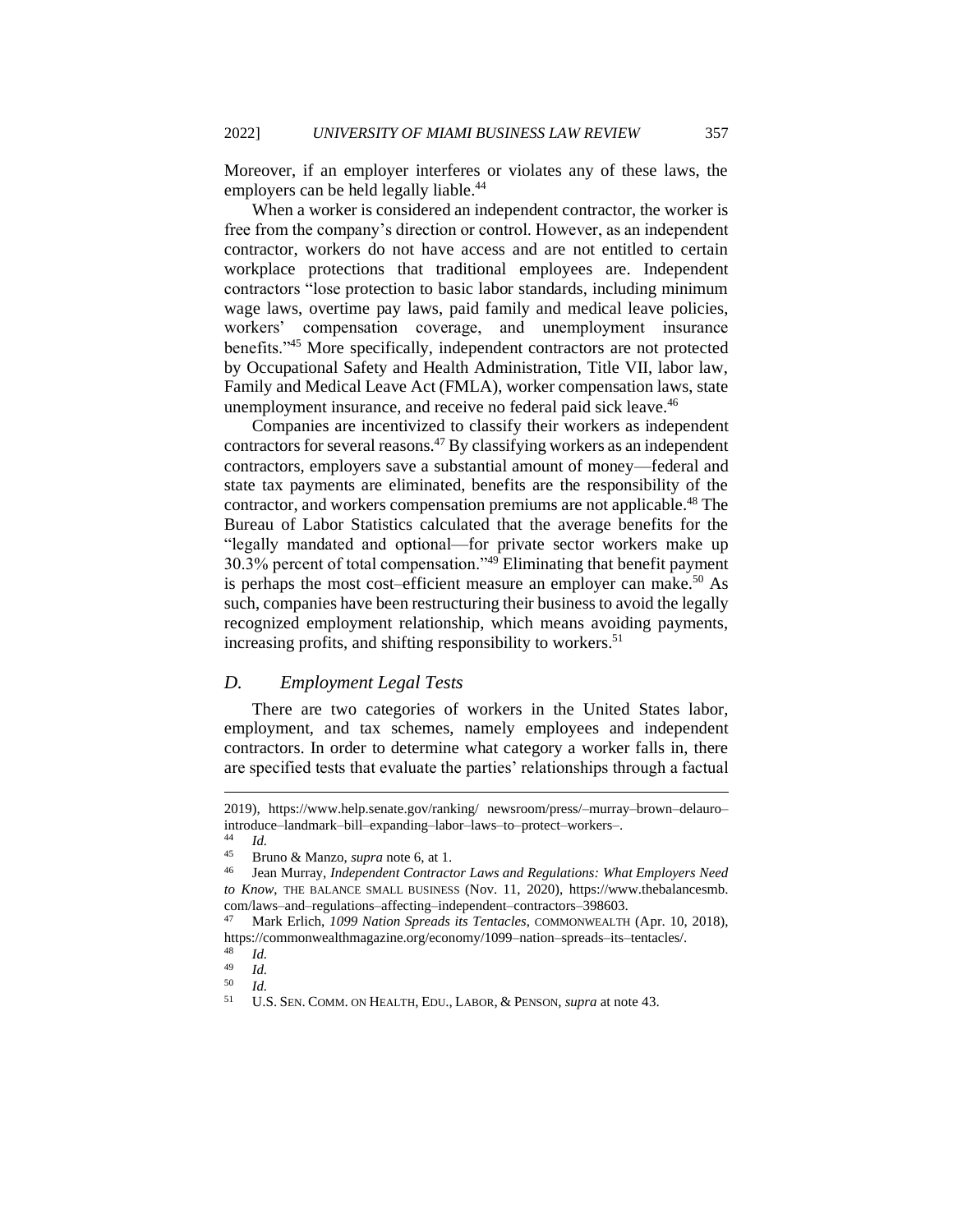Moreover, if an employer interferes or violates any of these laws, the employers can be held legally liable.[44]

When a worker is considered an independent contractor, the worker is free from the company's direction or control. However, as an independent contractor, workers do not have access and are not entitled to certain workplace protections that traditional employees are. Independent contractors "lose protection to basic labor standards, including minimum wage laws, overtime pay laws, paid family and medical leave policies, workers' compensation coverage, and unemployment insurance benefits."[45] More specifically, independent contractors are not protected by Occupational Safety and Health Administration, Title VII, labor law, Family and Medical Leave Act (FMLA), worker compensation laws, state unemployment insurance, and receive no federal paid sick leave.[46]

Companies are incentivized to classify their workers as independent contractors for several reasons.[47] By classifying workers as an independent contractors, employers save a substantial amount of money—federal and state tax payments are eliminated, benefits are the responsibility of the contractor, and workers compensation premiums are not applicable.[48] The Bureau of Labor Statistics calculated that the average benefits for the "legally mandated and optional—for private sector workers make up 30.3% percent of total compensation."[49] Eliminating that benefit payment is perhaps the most cost–efficient measure an employer can make.[50] As such, companies have been restructuring their business to avoid the legally recognized employment relationship, which means avoiding payments, increasing profits, and shifting responsibility to workers.[51]

## D. Employment Legal Tests

There are two categories of workers in the United States labor, employment, and tax schemes, namely employees and independent contractors. In order to determine what category a worker falls in, there are specified tests that evaluate the parties' relationships through a factual

---

2019), https://www.help.senate.gov/ranking/ newsroom/press/–murray–brown–delauro–introduce–landmark–bill–expanding–labor–laws–to–protect–workers–.

[44] *Id.*

[45] Bruno & Manzo, *supra* note 6, at 1.

[46] Jean Murray, *Independent Contractor Laws and Regulations: What Employers Need to Know*, THE BALANCE SMALL BUSINESS (Nov. 11, 2020), https://www.thebalancesmb.com/laws–and–regulations–affecting–independent–contractors–398603.

[47] Mark Erlich, *1099 Nation Spreads its Tentacles*, COMMONWEALTH (Apr. 10, 2018), https://commonwealthmagazine.org/economy/1099–nation–spreads–its–tentacles/.

[48] *Id.*

[49] *Id.*

[50] *Id.*

[51] U.S. SEN. COMM. ON HEALTH, EDU., LABOR, & PENSON, *supra* at note 43.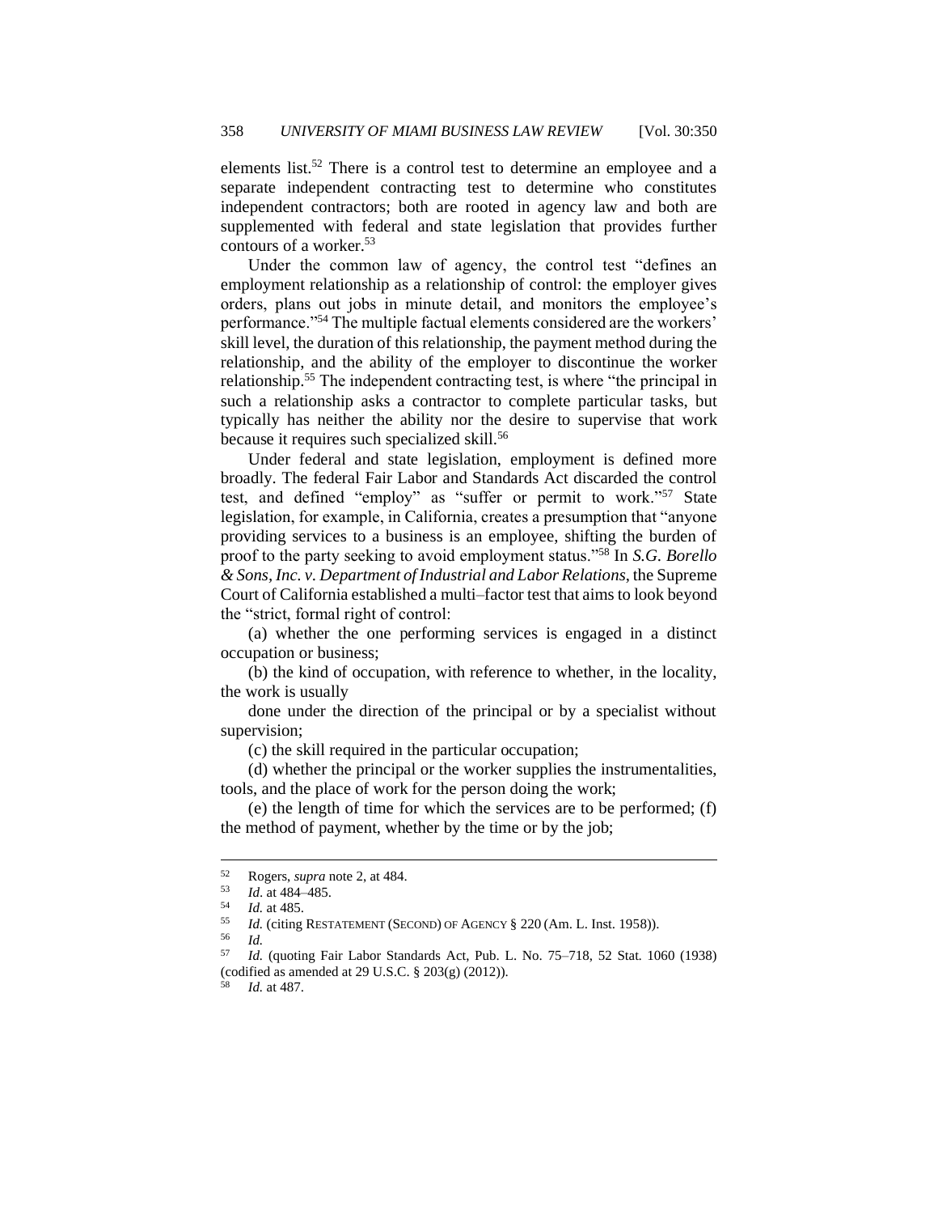elements list.[52] There is a control test to determine an employee and a separate independent contracting test to determine who constitutes independent contractors; both are rooted in agency law and both are supplemented with federal and state legislation that provides further contours of a worker.[53]

Under the common law of agency, the control test "defines an employment relationship as a relationship of control: the employer gives orders, plans out jobs in minute detail, and monitors the employee's performance."[54] The multiple factual elements considered are the workers' skill level, the duration of this relationship, the payment method during the relationship, and the ability of the employer to discontinue the worker relationship.[55] The independent contracting test, is where "the principal in such a relationship asks a contractor to complete particular tasks, but typically has neither the ability nor the desire to supervise that work because it requires such specialized skill.[56]

Under federal and state legislation, employment is defined more broadly. The federal Fair Labor and Standards Act discarded the control test, and defined "employ" as "suffer or permit to work."[57] State legislation, for example, in California, creates a presumption that "anyone providing services to a business is an employee, shifting the burden of proof to the party seeking to avoid employment status."[58] In *S.G. Borello & Sons, Inc. v. Department of Industrial and Labor Relations*, the Supreme Court of California established a multi–factor test that aims to look beyond the "strict, formal right of control:

(a) whether the one performing services is engaged in a distinct occupation or business;

(b) the kind of occupation, with reference to whether, in the locality, the work is usually

done under the direction of the principal or by a specialist without supervision;

(c) the skill required in the particular occupation;

(d) whether the principal or the worker supplies the instrumentalities, tools, and the place of work for the person doing the work;

(e) the length of time for which the services are to be performed; (f) the method of payment, whether by the time or by the job;

---

[52] Rogers, *supra* note 2, at 484.

[53] *Id*. at 484–485.

[54] *Id.* at 485.

[55] *Id.* (citing RESTATEMENT (SECOND) OF AGENCY § 220 (Am. L. Inst. 1958)).

[56] *Id.*

[57] *Id.* (quoting Fair Labor Standards Act, Pub. L. No. 75–718, 52 Stat. 1060 (1938) (codified as amended at 29 U.S.C. § 203(g) (2012)).

[58] *Id.* at 487.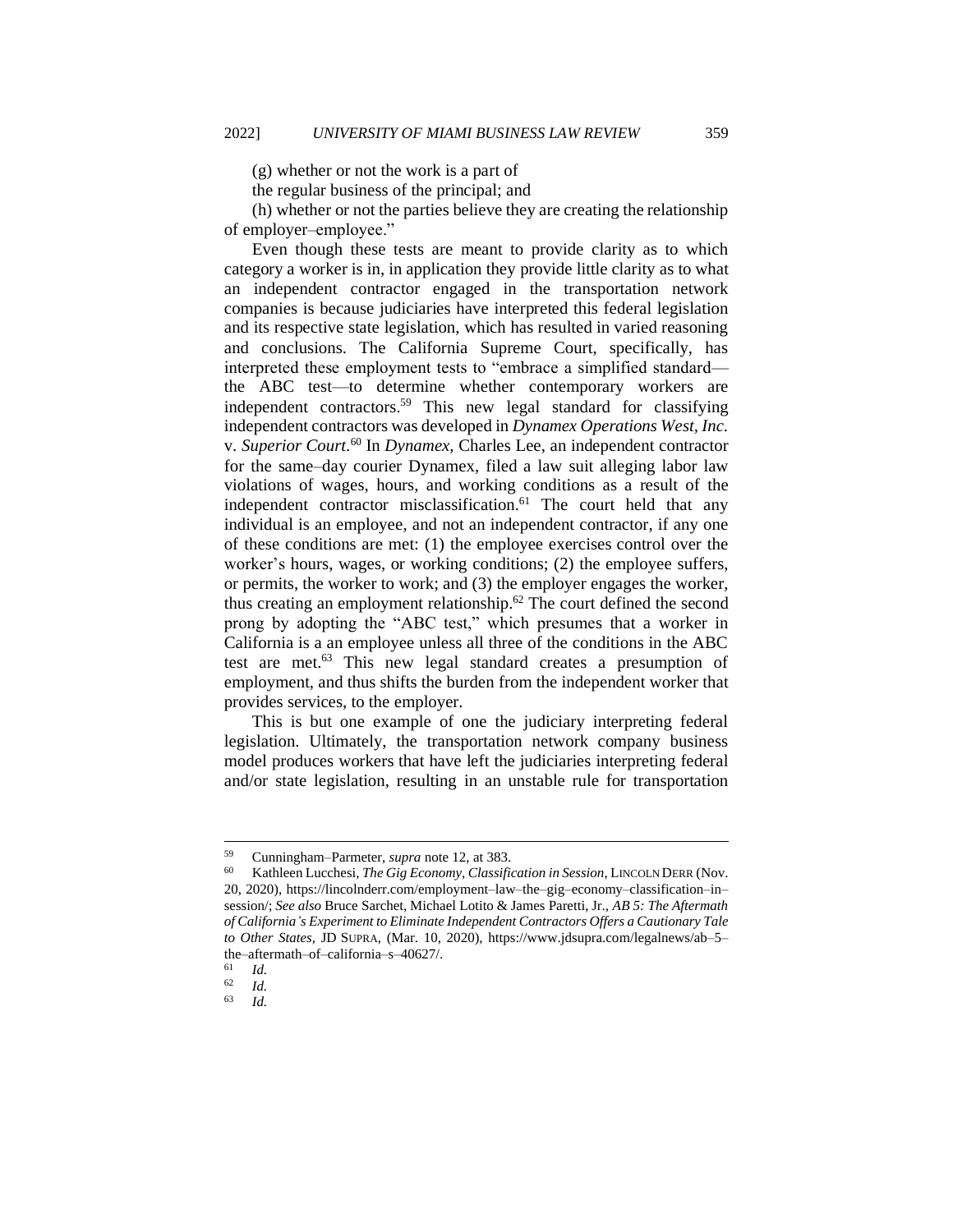(g) whether or not the work is a part of the regular business of the principal; and

(h) whether or not the parties believe they are creating the relationship of employer–employee."

Even though these tests are meant to provide clarity as to which category a worker is in, in application they provide little clarity as to what an independent contractor engaged in the transportation network companies is because judiciaries have interpreted this federal legislation and its respective state legislation, which has resulted in varied reasoning and conclusions. The California Supreme Court, specifically, has interpreted these employment tests to "embrace a simplified standard—the ABC test—to determine whether contemporary workers are independent contractors.[59] This new legal standard for classifying independent contractors was developed in *Dynamex Operations West, Inc.* v. *Superior Court*.[60] In *Dynamex,* Charles Lee, an independent contractor for the same–day courier Dynamex, filed a law suit alleging labor law violations of wages, hours, and working conditions as a result of the independent contractor misclassification.[61] The court held that any individual is an employee, and not an independent contractor, if any one of these conditions are met: (1) the employee exercises control over the worker's hours, wages, or working conditions; (2) the employee suffers, or permits, the worker to work; and (3) the employer engages the worker, thus creating an employment relationship.[62] The court defined the second prong by adopting the "ABC test," which presumes that a worker in California is a an employee unless all three of the conditions in the ABC test are met.[63] This new legal standard creates a presumption of employment, and thus shifts the burden from the independent worker that provides services, to the employer.

This is but one example of one the judiciary interpreting federal legislation. Ultimately, the transportation network company business model produces workers that have left the judiciaries interpreting federal and/or state legislation, resulting in an unstable rule for transportation

---

[59] Cunningham–Parmeter, *supra* note 12, at 383.

[60] Kathleen Lucchesi, *The Gig Economy, Classification in Session*, LINCOLN DERR (Nov. 20, 2020), https://lincolnderr.com/employment–law–the–gig–economy–classification–in–session/; *See also* Bruce Sarchet, Michael Lotito & James Paretti, Jr., *AB 5: The Aftermath of California's Experiment to Eliminate Independent Contractors Offers a Cautionary Tale to Other States*, JD SUPRA, (Mar. 10, 2020), https://www.jdsupra.com/legalnews/ab–5–the–aftermath–of–california–s–40627/.

[61] *Id.*

[62] *Id.*

[63] *Id.*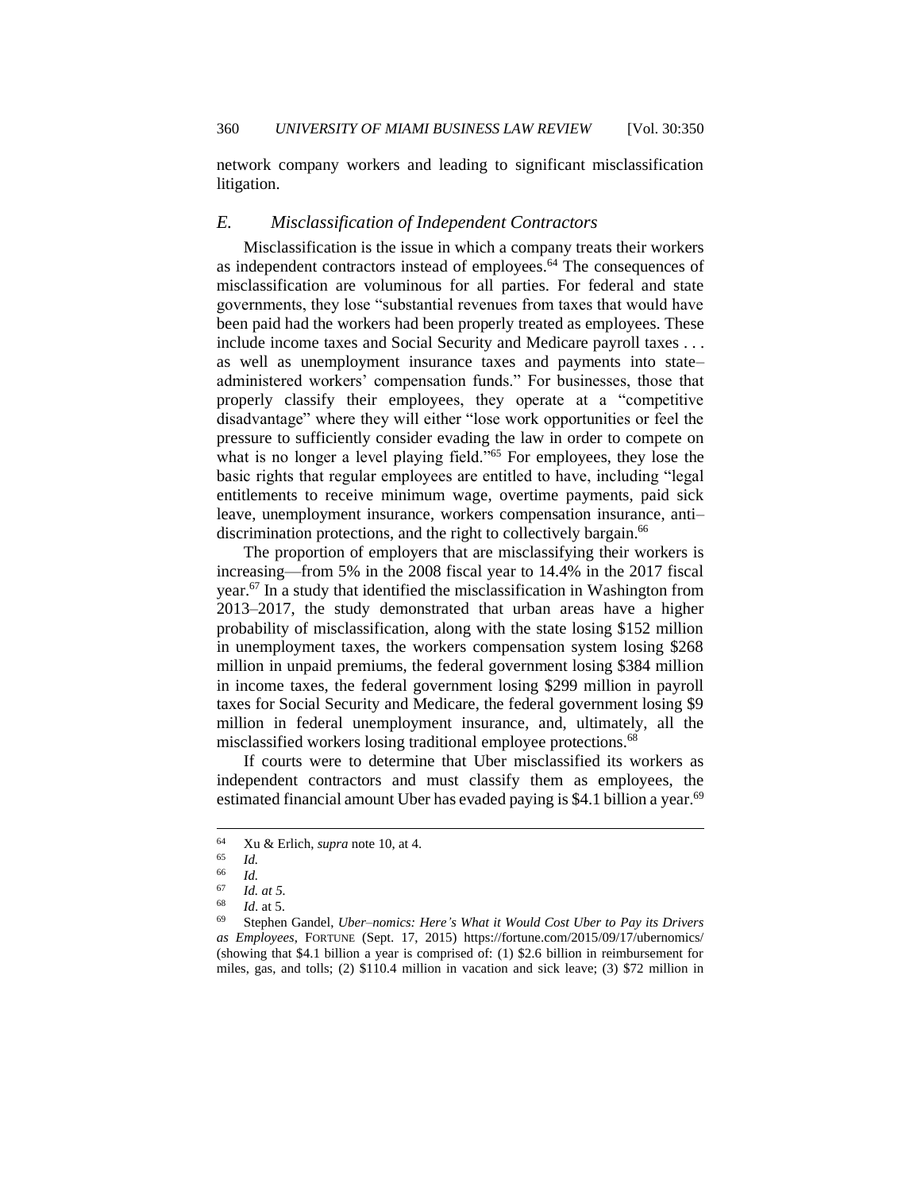network company workers and leading to significant misclassification litigation.

## *E. Misclassification of Independent Contractors*

Misclassification is the issue in which a company treats their workers as independent contractors instead of employees.[64] The consequences of misclassification are voluminous for all parties. For federal and state governments, they lose "substantial revenues from taxes that would have been paid had the workers had been properly treated as employees. These include income taxes and Social Security and Medicare payroll taxes . . . as well as unemployment insurance taxes and payments into state–administered workers' compensation funds." For businesses, those that properly classify their employees, they operate at a "competitive disadvantage" where they will either "lose work opportunities or feel the pressure to sufficiently consider evading the law in order to compete on what is no longer a level playing field."[65] For employees, they lose the basic rights that regular employees are entitled to have, including "legal entitlements to receive minimum wage, overtime payments, paid sick leave, unemployment insurance, workers compensation insurance, anti–discrimination protections, and the right to collectively bargain.[66]

The proportion of employers that are misclassifying their workers is increasing—from 5% in the 2008 fiscal year to 14.4% in the 2017 fiscal year.[67] In a study that identified the misclassification in Washington from 2013–2017, the study demonstrated that urban areas have a higher probability of misclassification, along with the state losing $152 million in unemployment taxes, the workers compensation system losing $268 million in unpaid premiums, the federal government losing $384 million in income taxes, the federal government losing $299 million in payroll taxes for Social Security and Medicare, the federal government losing $9 million in federal unemployment insurance, and, ultimately, all the misclassified workers losing traditional employee protections.[68]

If courts were to determine that Uber misclassified its workers as independent contractors and must classify them as employees, the estimated financial amount Uber has evaded paying is $4.1 billion a year.[69]

---

[64] Xu & Erlich, *supra* note 10, at 4.

[65] *Id.*

[66] *Id.*

[67] *Id. at 5.*

[68] *Id*. at 5.

[69] Stephen Gandel, *Uber–nomics: Here's What it Would Cost Uber to Pay its Drivers as Employees*, FORTUNE (Sept. 17, 2015) https://fortune.com/2015/09/17/ubernomics/ (showing that $4.1 billion a year is comprised of: (1) $2.6 billion in reimbursement for miles, gas, and tolls; (2) $110.4 million in vacation and sick leave; (3) $72 million in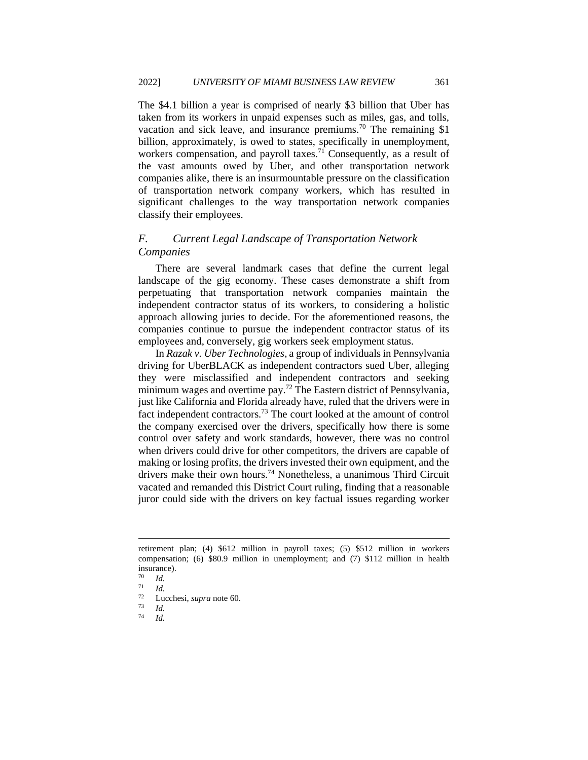The $4.1 billion a year is comprised of nearly $3 billion that Uber has taken from its workers in unpaid expenses such as miles, gas, and tolls, vacation and sick leave, and insurance premiums.[70] The remaining $1 billion, approximately, is owed to states, specifically in unemployment, workers compensation, and payroll taxes.[71] Consequently, as a result of the vast amounts owed by Uber, and other transportation network companies alike, there is an insurmountable pressure on the classification of transportation network company workers, which has resulted in significant challenges to the way transportation network companies classify their employees.

## *F. Current Legal Landscape of Transportation Network Companies*

There are several landmark cases that define the current legal landscape of the gig economy. These cases demonstrate a shift from perpetuating that transportation network companies maintain the independent contractor status of its workers, to considering a holistic approach allowing juries to decide. For the aforementioned reasons, the companies continue to pursue the independent contractor status of its employees and, conversely, gig workers seek employment status.

In *Razak v. Uber Technologies*, a group of individuals in Pennsylvania driving for UberBLACK as independent contractors sued Uber, alleging they were misclassified and independent contractors and seeking minimum wages and overtime pay.[72] The Eastern district of Pennsylvania, just like California and Florida already have, ruled that the drivers were in fact independent contractors.[73] The court looked at the amount of control the company exercised over the drivers, specifically how there is some control over safety and work standards, however, there was no control when drivers could drive for other competitors, the drivers are capable of making or losing profits, the drivers invested their own equipment, and the drivers make their own hours.[74] Nonetheless, a unanimous Third Circuit vacated and remanded this District Court ruling, finding that a reasonable juror could side with the drivers on key factual issues regarding worker

---

retirement plan; (4) $612 million in payroll taxes; (5) $512 million in workers compensation; (6) $80.9 million in unemployment; and (7) $112 million in health insurance).

[70] *Id.*

[71] *Id.*

[72] Lucchesi, *supra* note 60.

[73] *Id.*

[74] *Id.*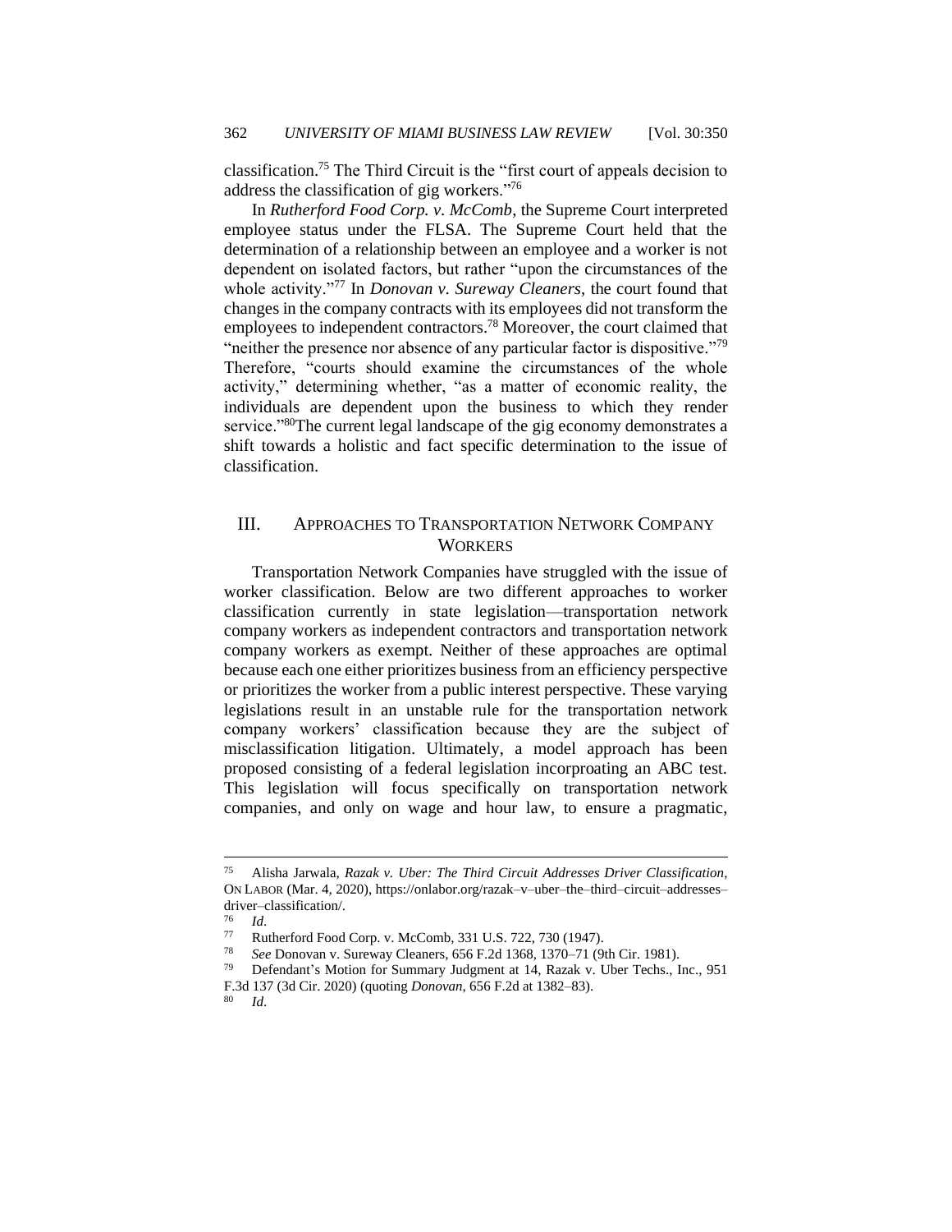classification.[75] The Third Circuit is the "first court of appeals decision to address the classification of gig workers."[76]

In *Rutherford Food Corp. v. McComb*, the Supreme Court interpreted employee status under the FLSA. The Supreme Court held that the determination of a relationship between an employee and a worker is not dependent on isolated factors, but rather "upon the circumstances of the whole activity."[77] In *Donovan v. Sureway Cleaners*, the court found that changes in the company contracts with its employees did not transform the employees to independent contractors.[78] Moreover, the court claimed that "neither the presence nor absence of any particular factor is dispositive."[79] Therefore, "courts should examine the circumstances of the whole activity," determining whether, "as a matter of economic reality, the individuals are dependent upon the business to which they render service."[80]The current legal landscape of the gig economy demonstrates a shift towards a holistic and fact specific determination to the issue of classification.

## III. APPROACHES TO TRANSPORTATION NETWORK COMPANY WORKERS

Transportation Network Companies have struggled with the issue of worker classification. Below are two different approaches to worker classification currently in state legislation—transportation network company workers as independent contractors and transportation network company workers as exempt. Neither of these approaches are optimal because each one either prioritizes business from an efficiency perspective or prioritizes the worker from a public interest perspective. These varying legislations result in an unstable rule for the transportation network company workers' classification because they are the subject of misclassification litigation. Ultimately, a model approach has been proposed consisting of a federal legislation incorporating an ABC test. This legislation will focus specifically on transportation network companies, and only on wage and hour law, to ensure a pragmatic,

---

[75] Alisha Jarwala, *Razak v. Uber: The Third Circuit Addresses Driver Classification*, ON LABOR (Mar. 4, 2020), https://onlabor.org/razak–v–uber–the–third–circuit–addresses–driver–classification/.

[76] *Id.*

[77] Rutherford Food Corp. v. McComb, 331 U.S. 722, 730 (1947).

[78] *See* Donovan v. Sureway Cleaners, 656 F.2d 1368, 1370–71 (9th Cir. 1981).

[79] Defendant's Motion for Summary Judgment at 14, Razak v. Uber Techs., Inc., 951 F.3d 137 (3d Cir. 2020) (quoting *Donovan*, 656 F.2d at 1382–83).

[80] *Id.*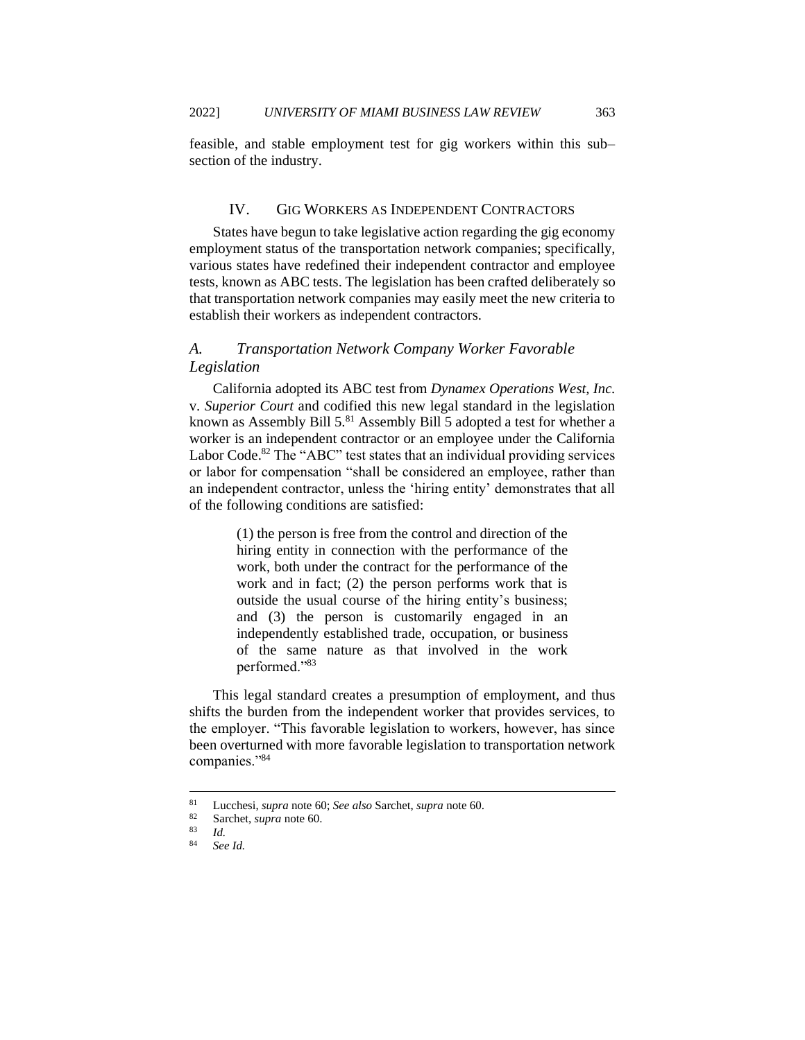feasible, and stable employment test for gig workers within this sub–section of the industry.

## IV. GIG WORKERS AS INDEPENDENT CONTRACTORS

States have begun to take legislative action regarding the gig economy employment status of the transportation network companies; specifically, various states have redefined their independent contractor and employee tests, known as ABC tests. The legislation has been crafted deliberately so that transportation network companies may easily meet the new criteria to establish their workers as independent contractors.

### *A. Transportation Network Company Worker Favorable Legislation*

California adopted its ABC test from *Dynamex Operations West, Inc.* v. *Superior Court* and codified this new legal standard in the legislation known as Assembly Bill 5.[81] Assembly Bill 5 adopted a test for whether a worker is an independent contractor or an employee under the California Labor Code.[82] The "ABC" test states that an individual providing services or labor for compensation "shall be considered an employee, rather than an independent contractor, unless the 'hiring entity' demonstrates that all of the following conditions are satisfied:

> (1) the person is free from the control and direction of the hiring entity in connection with the performance of the work, both under the contract for the performance of the work and in fact; (2) the person performs work that is outside the usual course of the hiring entity's business; and (3) the person is customarily engaged in an independently established trade, occupation, or business of the same nature as that involved in the work performed."[83]

This legal standard creates a presumption of employment, and thus shifts the burden from the independent worker that provides services, to the employer. "This favorable legislation to workers, however, has since been overturned with more favorable legislation to transportation network companies."[84]

---

[81] Lucchesi, *supra* note 60; *See also* Sarchet, *supra* note 60.

[82] Sarchet, *supra* note 60.

[83] *Id.*

[84] *See Id.*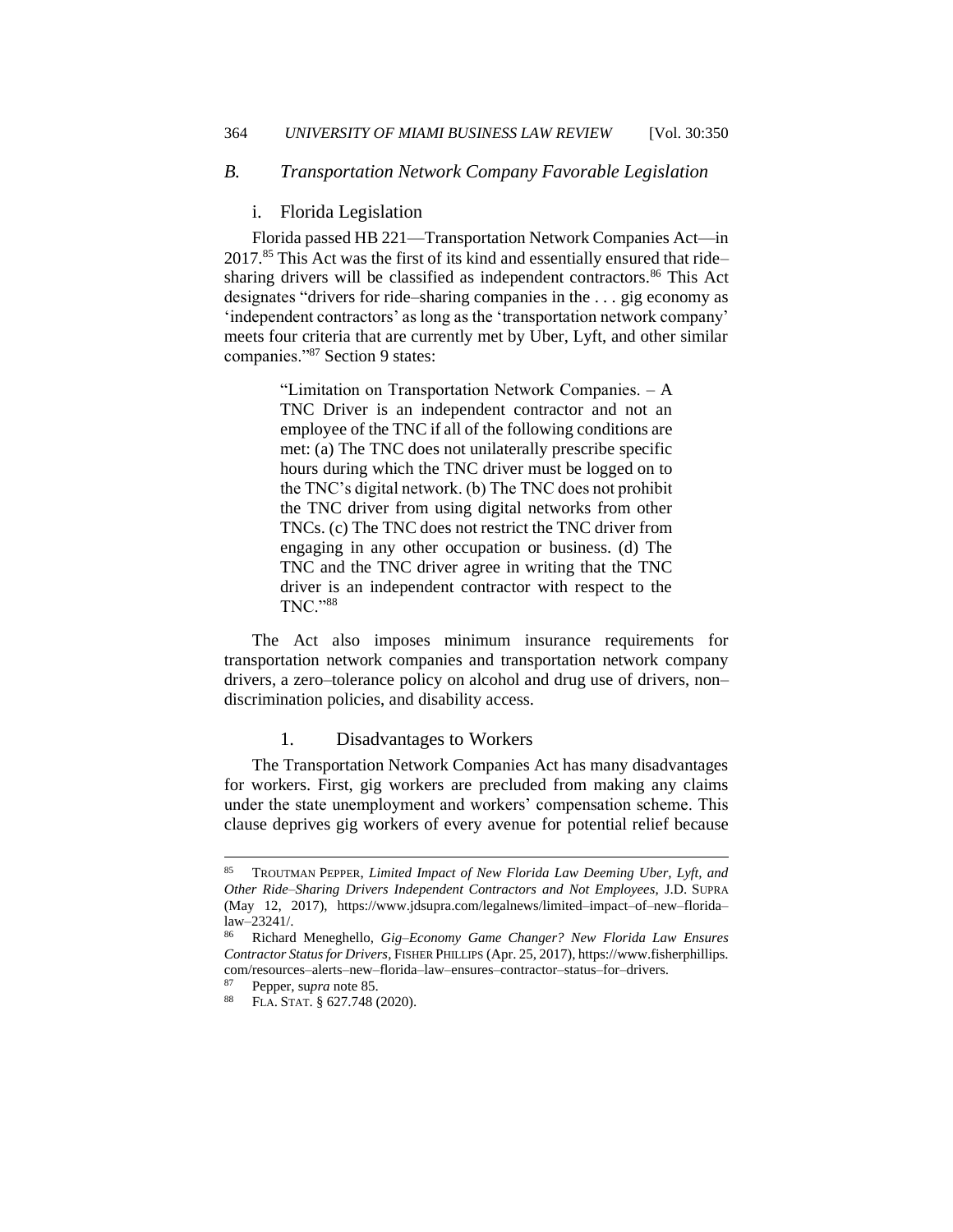## *B. Transportation Network Company Favorable Legislation*

### i. Florida Legislation

Florida passed HB 221—Transportation Network Companies Act—in 2017.[85] This Act was the first of its kind and essentially ensured that ride–sharing drivers will be classified as independent contractors.[86] This Act designates "drivers for ride–sharing companies in the . . . gig economy as 'independent contractors' as long as the 'transportation network company' meets four criteria that are currently met by Uber, Lyft, and other similar companies."[87] Section 9 states:

> "Limitation on Transportation Network Companies. – A TNC Driver is an independent contractor and not an employee of the TNC if all of the following conditions are met: (a) The TNC does not unilaterally prescribe specific hours during which the TNC driver must be logged on to the TNC's digital network. (b) The TNC does not prohibit the TNC driver from using digital networks from other TNCs. (c) The TNC does not restrict the TNC driver from engaging in any other occupation or business. (d) The TNC and the TNC driver agree in writing that the TNC driver is an independent contractor with respect to the TNC."[88]

The Act also imposes minimum insurance requirements for transportation network companies and transportation network company drivers, a zero–tolerance policy on alcohol and drug use of drivers, non–discrimination policies, and disability access.

#### 1. Disadvantages to Workers

The Transportation Network Companies Act has many disadvantages for workers. First, gig workers are precluded from making any claims under the state unemployment and workers' compensation scheme. This clause deprives gig workers of every avenue for potential relief because

---

[85] TROUTMAN PEPPER, *Limited Impact of New Florida Law Deeming Uber, Lyft, and Other Ride–Sharing Drivers Independent Contractors and Not Employees*, J.D. SUPRA (May 12, 2017), https://www.jdsupra.com/legalnews/limited–impact–of–new–florida–law–23241/.

[86] Richard Meneghello, *Gig–Economy Game Changer? New Florida Law Ensures Contractor Status for Drivers*, FISHER PHILLIPS (Apr. 25, 2017), https://www.fisherphillips.com/resources–alerts–new–florida–law–ensures–contractor–status–for–drivers.

[87] Pepper, su*pra* note 85.

[88] FLA. STAT. § 627.748 (2020).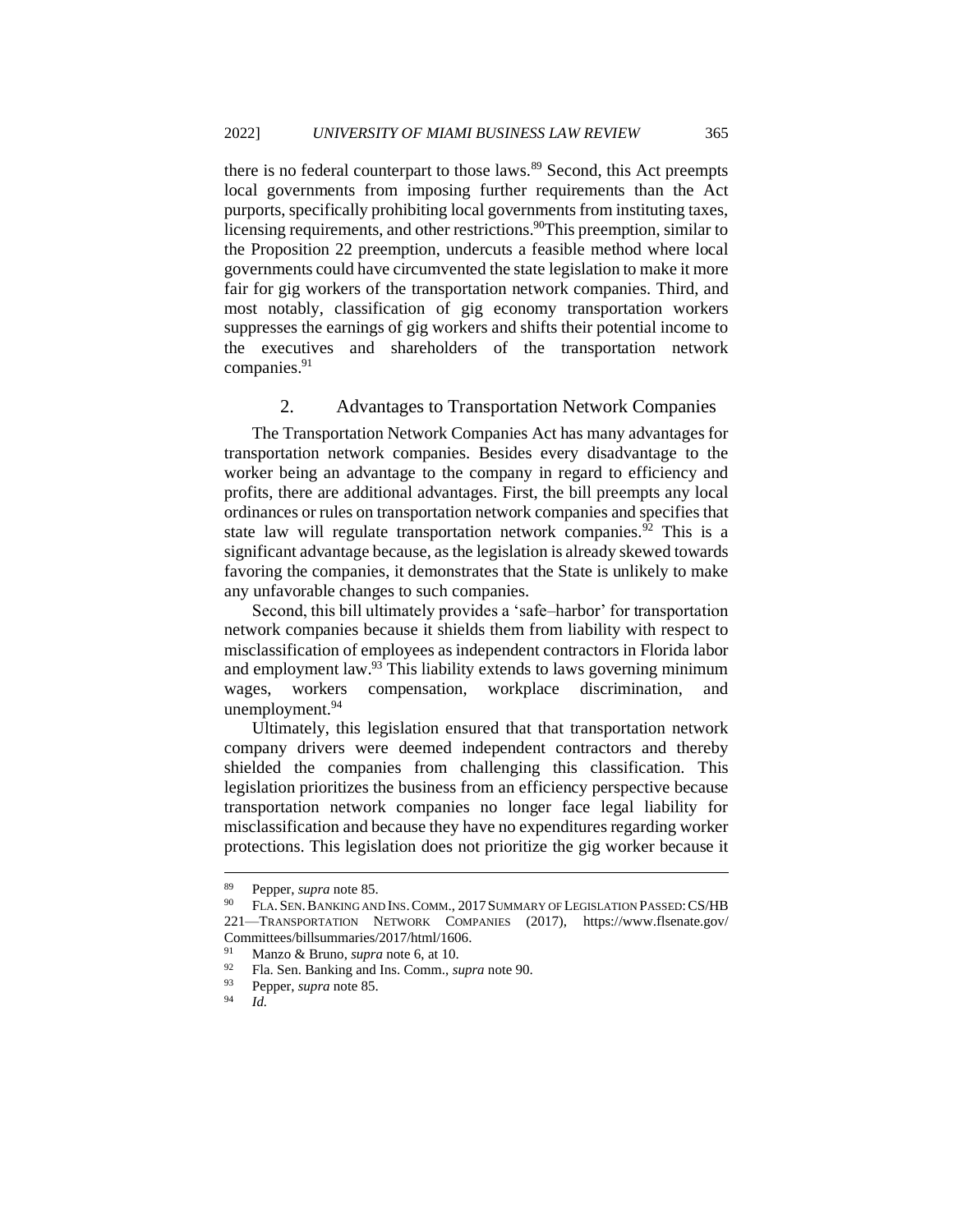there is no federal counterpart to those laws.[89] Second, this Act preempts local governments from imposing further requirements than the Act purports, specifically prohibiting local governments from instituting taxes, licensing requirements, and other restrictions.[90]This preemption, similar to the Proposition 22 preemption, undercuts a feasible method where local governments could have circumvented the state legislation to make it more fair for gig workers of the transportation network companies. Third, and most notably, classification of gig economy transportation workers suppresses the earnings of gig workers and shifts their potential income to the executives and shareholders of the transportation network companies.[91]

### 2. Advantages to Transportation Network Companies

The Transportation Network Companies Act has many advantages for transportation network companies. Besides every disadvantage to the worker being an advantage to the company in regard to efficiency and profits, there are additional advantages. First, the bill preempts any local ordinances or rules on transportation network companies and specifies that state law will regulate transportation network companies.[92] This is a significant advantage because, as the legislation is already skewed towards favoring the companies, it demonstrates that the State is unlikely to make any unfavorable changes to such companies.

Second, this bill ultimately provides a 'safe–harbor' for transportation network companies because it shields them from liability with respect to misclassification of employees as independent contractors in Florida labor and employment law.[93] This liability extends to laws governing minimum wages, workers compensation, workplace discrimination, and unemployment.[94]

Ultimately, this legislation ensured that that transportation network company drivers were deemed independent contractors and thereby shielded the companies from challenging this classification. This legislation prioritizes the business from an efficiency perspective because transportation network companies no longer face legal liability for misclassification and because they have no expenditures regarding worker protections. This legislation does not prioritize the gig worker because it

---

[89] Pepper, *supra* note 85.

[90] FLA. SEN. BANKING AND INS. COMM., 2017 SUMMARY OF LEGISLATION PASSED: CS/HB 221—TRANSPORTATION NETWORK COMPANIES (2017), https://www.flsenate.gov/Committees/billsummaries/2017/html/1606.

[91] Manzo & Bruno, *supra* note 6, at 10.

[92] Fla. Sen. Banking and Ins. Comm., *supra* note 90.

[93] Pepper, *supra* note 85.

[94] *Id.*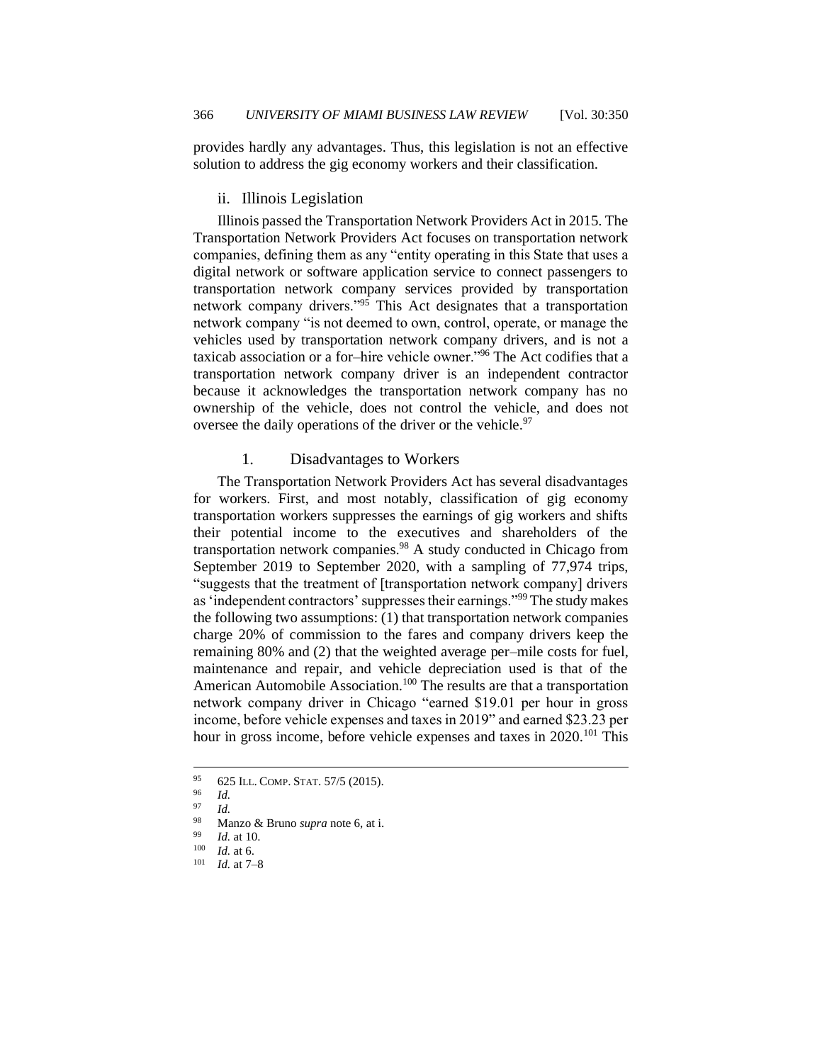provides hardly any advantages. Thus, this legislation is not an effective solution to address the gig economy workers and their classification.

### ii. Illinois Legislation

Illinois passed the Transportation Network Providers Act in 2015. The Transportation Network Providers Act focuses on transportation network companies, defining them as any "entity operating in this State that uses a digital network or software application service to connect passengers to transportation network company services provided by transportation network company drivers."[95] This Act designates that a transportation network company "is not deemed to own, control, operate, or manage the vehicles used by transportation network company drivers, and is not a taxicab association or a for–hire vehicle owner."[96] The Act codifies that a transportation network company driver is an independent contractor because it acknowledges the transportation network company has no ownership of the vehicle, does not control the vehicle, and does not oversee the daily operations of the driver or the vehicle.[97]

#### 1. Disadvantages to Workers

The Transportation Network Providers Act has several disadvantages for workers. First, and most notably, classification of gig economy transportation workers suppresses the earnings of gig workers and shifts their potential income to the executives and shareholders of the transportation network companies.[98] A study conducted in Chicago from September 2019 to September 2020, with a sampling of 77,974 trips, "suggests that the treatment of [transportation network company] drivers as 'independent contractors' suppresses their earnings."[99] The study makes the following two assumptions: (1) that transportation network companies charge 20% of commission to the fares and company drivers keep the remaining 80% and (2) that the weighted average per–mile costs for fuel, maintenance and repair, and vehicle depreciation used is that of the American Automobile Association.[100] The results are that a transportation network company driver in Chicago "earned $19.01 per hour in gross income, before vehicle expenses and taxes in 2019" and earned $23.23 per hour in gross income, before vehicle expenses and taxes in 2020.[101] This

---

[95] 625 ILL. COMP. STAT. 57/5 (2015).

[96] *Id.*

[97] *Id.*

[98] Manzo & Bruno *supra* note 6, at i.

[99] *Id.* at 10.

[100] *Id.* at 6.

[101] *Id.* at 7–8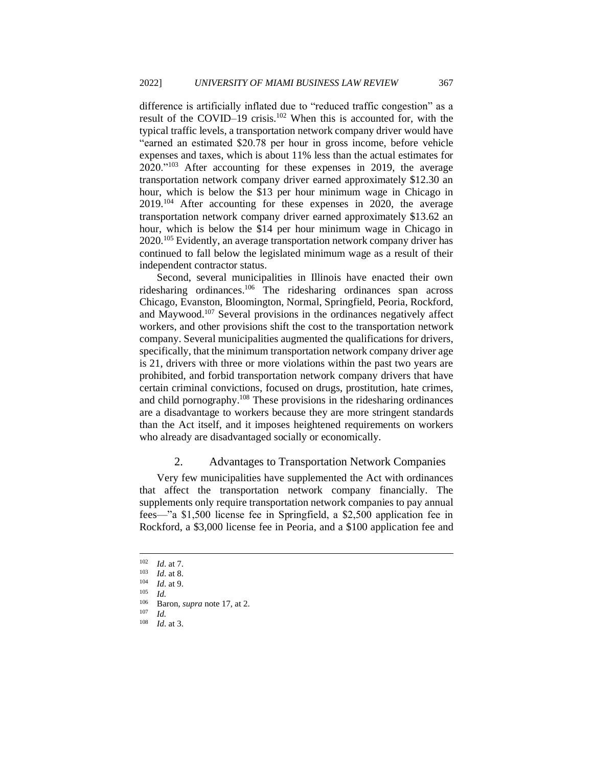difference is artificially inflated due to "reduced traffic congestion" as a result of the COVID–19 crisis.[102] When this is accounted for, with the typical traffic levels, a transportation network company driver would have "earned an estimated $20.78 per hour in gross income, before vehicle expenses and taxes, which is about 11% less than the actual estimates for 2020."[103] After accounting for these expenses in 2019, the average transportation network company driver earned approximately $12.30 an hour, which is below the $13 per hour minimum wage in Chicago in 2019.[104] After accounting for these expenses in 2020, the average transportation network company driver earned approximately $13.62 an hour, which is below the $14 per hour minimum wage in Chicago in 2020.[105] Evidently, an average transportation network company driver has continued to fall below the legislated minimum wage as a result of their independent contractor status.

Second, several municipalities in Illinois have enacted their own ridesharing ordinances.[106] The ridesharing ordinances span across Chicago, Evanston, Bloomington, Normal, Springfield, Peoria, Rockford, and Maywood.[107] Several provisions in the ordinances negatively affect workers, and other provisions shift the cost to the transportation network company. Several municipalities augmented the qualifications for drivers, specifically, that the minimum transportation network company driver age is 21, drivers with three or more violations within the past two years are prohibited, and forbid transportation network company drivers that have certain criminal convictions, focused on drugs, prostitution, hate crimes, and child pornography.[108] These provisions in the ridesharing ordinances are a disadvantage to workers because they are more stringent standards than the Act itself, and it imposes heightened requirements on workers who already are disadvantaged socially or economically.

### 2. Advantages to Transportation Network Companies

Very few municipalities have supplemented the Act with ordinances that affect the transportation network company financially. The supplements only require transportation network companies to pay annual fees—"a $1,500 license fee in Springfield, a $2,500 application fee in Rockford, a $3,000 license fee in Peoria, and a $100 application fee and

---

[102] *Id.* at 7.

[103] *Id.* at 8.

[104] *Id.* at 9.

[105] *Id.*

[106] Baron, *supra* note 17, at 2.

[107] *Id.*

[108] *Id.* at 3.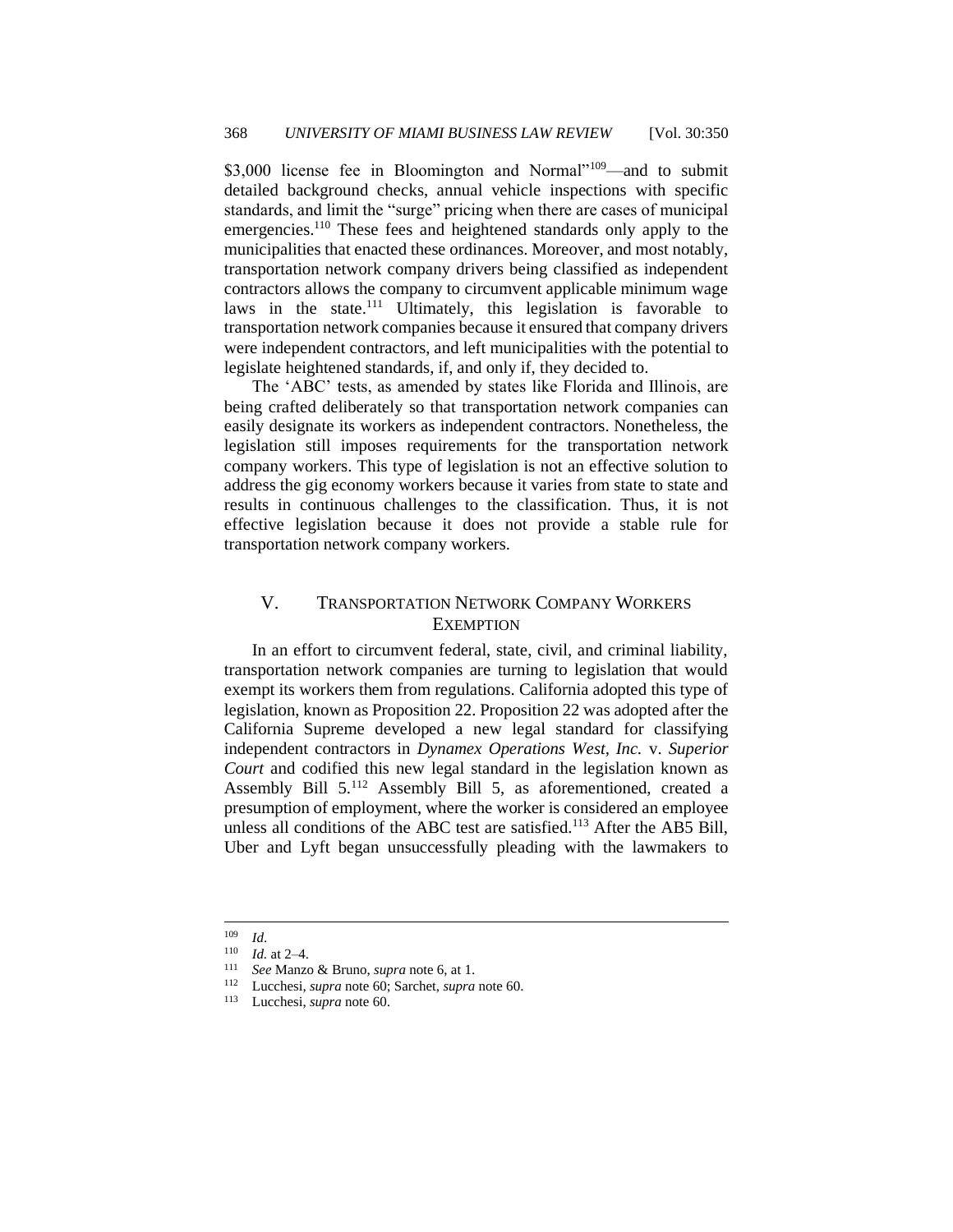$3,000 license fee in Bloomington and Normal"[109]—and to submit detailed background checks, annual vehicle inspections with specific standards, and limit the "surge" pricing when there are cases of municipal emergencies.[110] These fees and heightened standards only apply to the municipalities that enacted these ordinances. Moreover, and most notably, transportation network company drivers being classified as independent contractors allows the company to circumvent applicable minimum wage laws in the state.[111] Ultimately, this legislation is favorable to transportation network companies because it ensured that company drivers were independent contractors, and left municipalities with the potential to legislate heightened standards, if, and only if, they decided to.

The 'ABC' tests, as amended by states like Florida and Illinois, are being crafted deliberately so that transportation network companies can easily designate its workers as independent contractors. Nonetheless, the legislation still imposes requirements for the transportation network company workers. This type of legislation is not an effective solution to address the gig economy workers because it varies from state to state and results in continuous challenges to the classification. Thus, it is not effective legislation because it does not provide a stable rule for transportation network company workers.

## V. TRANSPORTATION NETWORK COMPANY WORKERS EXEMPTION

In an effort to circumvent federal, state, civil, and criminal liability, transportation network companies are turning to legislation that would exempt its workers them from regulations. California adopted this type of legislation, known as Proposition 22. Proposition 22 was adopted after the California Supreme developed a new legal standard for classifying independent contractors in *Dynamex Operations West, Inc.* v. *Superior Court* and codified this new legal standard in the legislation known as Assembly Bill 5.[112] Assembly Bill 5, as aforementioned, created a presumption of employment, where the worker is considered an employee unless all conditions of the ABC test are satisfied.[113] After the AB5 Bill, Uber and Lyft began unsuccessfully pleading with the lawmakers to

---

[109] *Id.*

[110] *Id.* at 2–4.

[111] *See* Manzo & Bruno, *supra* note 6, at 1.

[112] Lucchesi, *supra* note 60; Sarchet, *supra* note 60.

[113] Lucchesi, *supra* note 60.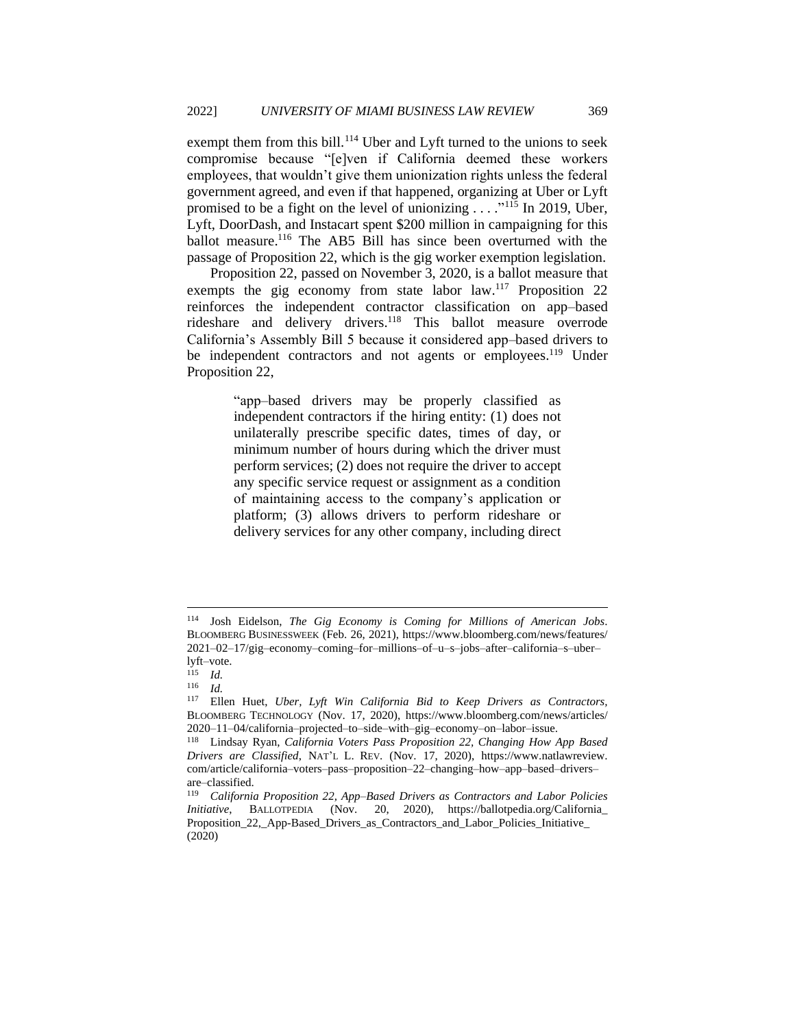exempt them from this bill.[114] Uber and Lyft turned to the unions to seek compromise because "[e]ven if California deemed these workers employees, that wouldn't give them unionization rights unless the federal government agreed, and even if that happened, organizing at Uber or Lyft promised to be a fight on the level of unionizing . . . ."[115] In 2019, Uber, Lyft, DoorDash, and Instacart spent $200 million in campaigning for this ballot measure.[116] The AB5 Bill has since been overturned with the passage of Proposition 22, which is the gig worker exemption legislation.

Proposition 22, passed on November 3, 2020, is a ballot measure that exempts the gig economy from state labor law.[117] Proposition 22 reinforces the independent contractor classification on app–based rideshare and delivery drivers.[118] This ballot measure overrode California's Assembly Bill 5 because it considered app–based drivers to be independent contractors and not agents or employees.[119] Under Proposition 22,

> "app–based drivers may be properly classified as independent contractors if the hiring entity: (1) does not unilaterally prescribe specific dates, times of day, or minimum number of hours during which the driver must perform services; (2) does not require the driver to accept any specific service request or assignment as a condition of maintaining access to the company's application or platform; (3) allows drivers to perform rideshare or delivery services for any other company, including direct

---

[114] Josh Eidelson, *The Gig Economy is Coming for Millions of American Jobs*. BLOOMBERG BUSINESSWEEK (Feb. 26, 2021), https://www.bloomberg.com/news/features/2021–02–17/gig–economy–coming–for–millions–of–u–s–jobs–after–california–s–uber–lyft–vote.

[115] *Id.*

[116] *Id.*

[117] Ellen Huet, *Uber, Lyft Win California Bid to Keep Drivers as Contractors*, BLOOMBERG TECHNOLOGY (Nov. 17, 2020), https://www.bloomberg.com/news/articles/2020–11–04/california–projected–to–side–with–gig–economy–on–labor–issue.

[118] Lindsay Ryan, *California Voters Pass Proposition 22, Changing How App Based Drivers are Classified*, NAT'L L. REV. (Nov. 17, 2020), https://www.natlawreview.com/article/california–voters–pass–proposition–22–changing–how–app–based–drivers–are–classified.

[119] *California Proposition 22, App–Based Drivers as Contractors and Labor Policies Initiative*, BALLOTPEDIA (Nov. 20, 2020), https://ballotpedia.org/California_Proposition_22,_App-Based_Drivers_as_Contractors_and_Labor_Policies_Initiative_(2020)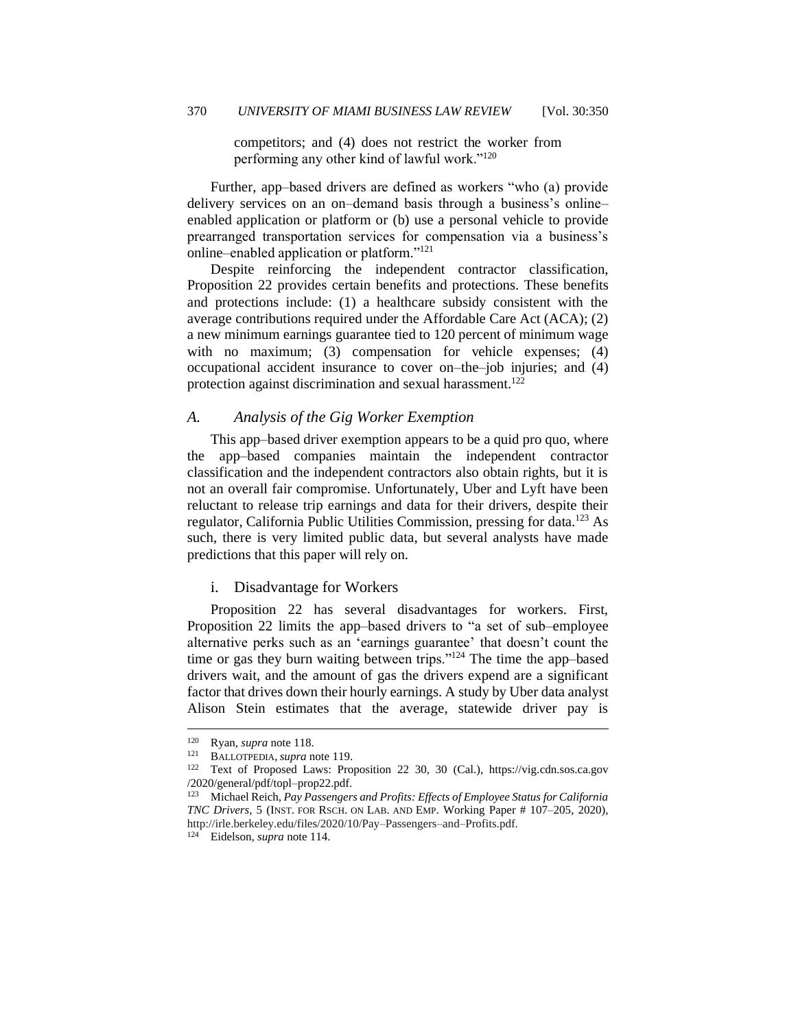> competitors; and (4) does not restrict the worker from performing any other kind of lawful work."[120]

Further, app–based drivers are defined as workers "who (a) provide delivery services on an on–demand basis through a business's online–enabled application or platform or (b) use a personal vehicle to provide prearranged transportation services for compensation via a business's online–enabled application or platform."[121]

Despite reinforcing the independent contractor classification, Proposition 22 provides certain benefits and protections. These benefits and protections include: (1) a healthcare subsidy consistent with the average contributions required under the Affordable Care Act (ACA); (2) a new minimum earnings guarantee tied to 120 percent of minimum wage with no maximum; (3) compensation for vehicle expenses; (4) occupational accident insurance to cover on–the–job injuries; and (4) protection against discrimination and sexual harassment.[122]

### *A. Analysis of the Gig Worker Exemption*

This app–based driver exemption appears to be a quid pro quo, where the app–based companies maintain the independent contractor classification and the independent contractors also obtain rights, but it is not an overall fair compromise. Unfortunately, Uber and Lyft have been reluctant to release trip earnings and data for their drivers, despite their regulator, California Public Utilities Commission, pressing for data.[123] As such, there is very limited public data, but several analysts have made predictions that this paper will rely on.

#### i. Disadvantage for Workers

Proposition 22 has several disadvantages for workers. First, Proposition 22 limits the app–based drivers to "a set of sub–employee alternative perks such as an 'earnings guarantee' that doesn't count the time or gas they burn waiting between trips."[124] The time the app–based drivers wait, and the amount of gas the drivers expend are a significant factor that drives down their hourly earnings. A study by Uber data analyst Alison Stein estimates that the average, statewide driver pay is

---

[120] Ryan, *supra* note 118.

[121] BALLOTPEDIA, *supra* note 119.

[122] Text of Proposed Laws: Proposition 22 30, 30 (Cal.), https://vig.cdn.sos.ca.gov/2020/general/pdf/topl–prop22.pdf.

[123] Michael Reich, *Pay Passengers and Profits: Effects of Employee Status for California TNC Drivers*, 5 (INST. FOR RSCH. ON LAB. AND EMP. Working Paper # 107–205, 2020), http://irle.berkeley.edu/files/2020/10/Pay–Passengers–and–Profits.pdf.

[124] Eidelson, *supra* note 114.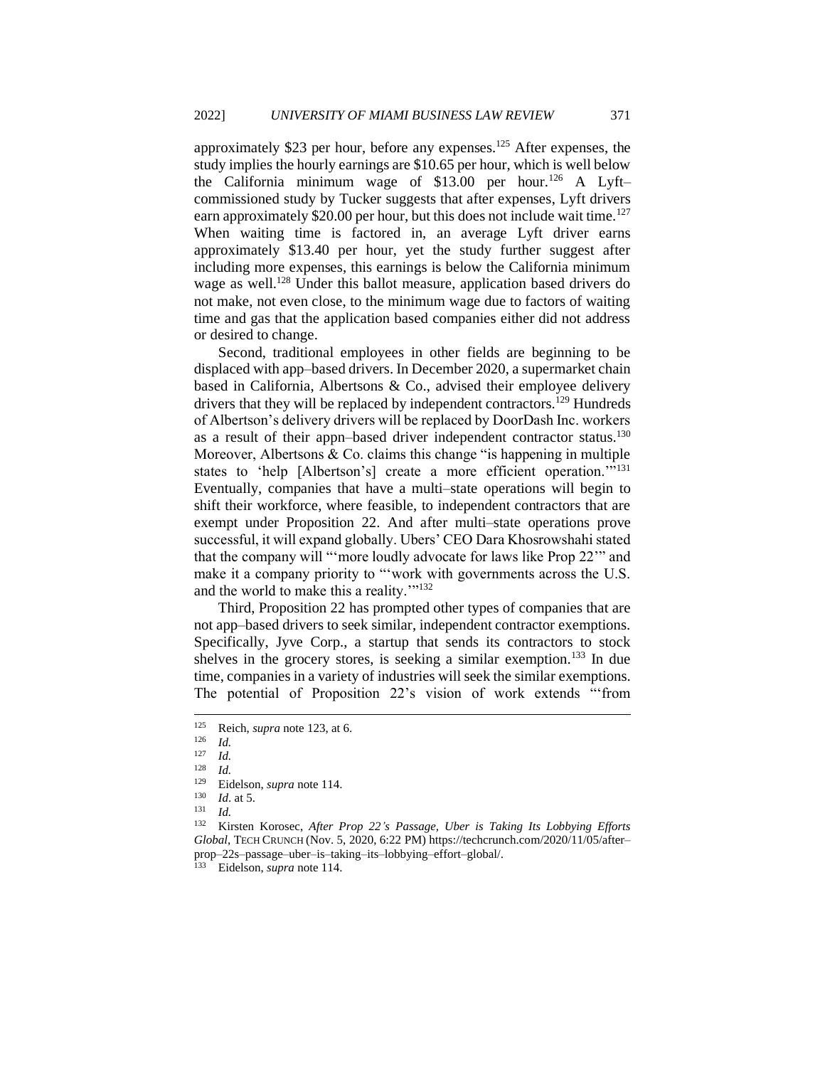approximately $23 per hour, before any expenses.[125] After expenses, the study implies the hourly earnings are $10.65 per hour, which is well below the California minimum wage of $13.00 per hour.[126] A Lyft–commissioned study by Tucker suggests that after expenses, Lyft drivers earn approximately $20.00 per hour, but this does not include wait time.[127] When waiting time is factored in, an average Lyft driver earns approximately $13.40 per hour, yet the study further suggest after including more expenses, this earnings is below the California minimum wage as well.[128] Under this ballot measure, application based drivers do not make, not even close, to the minimum wage due to factors of waiting time and gas that the application based companies either did not address or desired to change.

Second, traditional employees in other fields are beginning to be displaced with app–based drivers. In December 2020, a supermarket chain based in California, Albertsons & Co., advised their employee delivery drivers that they will be replaced by independent contractors.[129] Hundreds of Albertson's delivery drivers will be replaced by DoorDash Inc. workers as a result of their appn–based driver independent contractor status.[130] Moreover, Albertsons & Co. claims this change "is happening in multiple states to 'help [Albertson's] create a more efficient operation.'"[131] Eventually, companies that have a multi–state operations will begin to shift their workforce, where feasible, to independent contractors that are exempt under Proposition 22. And after multi–state operations prove successful, it will expand globally. Ubers' CEO Dara Khosrowshahi stated that the company will "'more loudly advocate for laws like Prop 22'" and make it a company priority to "'work with governments across the U.S. and the world to make this a reality.'"[132]

Third, Proposition 22 has prompted other types of companies that are not app–based drivers to seek similar, independent contractor exemptions. Specifically, Jyve Corp., a startup that sends its contractors to stock shelves in the grocery stores, is seeking a similar exemption.[133] In due time, companies in a variety of industries will seek the similar exemptions. The potential of Proposition 22's vision of work extends "'from

---

[125] Reich, *supra* note 123, at 6.

[126] *Id.*

[127] *Id.*

[128] *Id.*

[129] Eidelson, *supra* note 114.

[130] *Id*. at 5.

[131] *Id.*

[132] Kirsten Korosec, *After Prop 22's Passage, Uber is Taking Its Lobbying Efforts Global*, TECH CRUNCH (Nov. 5, 2020, 6:22 PM) https://techcrunch.com/2020/11/05/after–prop–22s–passage–uber–is–taking–its–lobbying–effort–global/.

[133] Eidelson, *supra* note 114.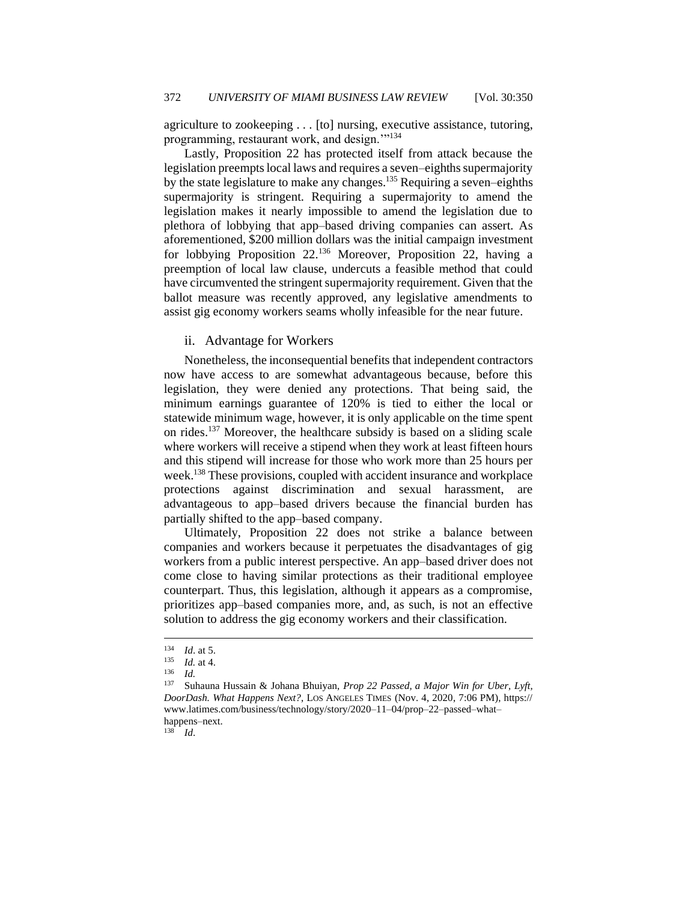agriculture to zookeeping . . . [to] nursing, executive assistance, tutoring, programming, restaurant work, and design.'"[134]

Lastly, Proposition 22 has protected itself from attack because the legislation preempts local laws and requires a seven–eighths supermajority by the state legislature to make any changes.[135] Requiring a seven–eighths supermajority is stringent. Requiring a supermajority to amend the legislation makes it nearly impossible to amend the legislation due to plethora of lobbying that app–based driving companies can assert. As aforementioned, $200 million dollars was the initial campaign investment for lobbying Proposition 22.[136] Moreover, Proposition 22, having a preemption of local law clause, undercuts a feasible method that could have circumvented the stringent supermajority requirement. Given that the ballot measure was recently approved, any legislative amendments to assist gig economy workers seams wholly infeasible for the near future.

### ii. Advantage for Workers

Nonetheless, the inconsequential benefits that independent contractors now have access to are somewhat advantageous because, before this legislation, they were denied any protections. That being said, the minimum earnings guarantee of 120% is tied to either the local or statewide minimum wage, however, it is only applicable on the time spent on rides.[137] Moreover, the healthcare subsidy is based on a sliding scale where workers will receive a stipend when they work at least fifteen hours and this stipend will increase for those who work more than 25 hours per week.[138] These provisions, coupled with accident insurance and workplace protections against discrimination and sexual harassment, are advantageous to app–based drivers because the financial burden has partially shifted to the app–based company.

Ultimately, Proposition 22 does not strike a balance between companies and workers because it perpetuates the disadvantages of gig workers from a public interest perspective. An app–based driver does not come close to having similar protections as their traditional employee counterpart. Thus, this legislation, although it appears as a compromise, prioritizes app–based companies more, and, as such, is not an effective solution to address the gig economy workers and their classification.

---

[134] *Id*. at 5.

[135] *Id.* at 4.

[136] *Id.*

[137] Suhauna Hussain & Johana Bhuiyan, *Prop 22 Passed, a Major Win for Uber, Lyft, DoorDash. What Happens Next?*, LOS ANGELES TIMES (Nov. 4, 2020, 7:06 PM), https://www.latimes.com/business/technology/story/2020–11–04/prop–22–passed–what–happens–next.

[138] *Id*.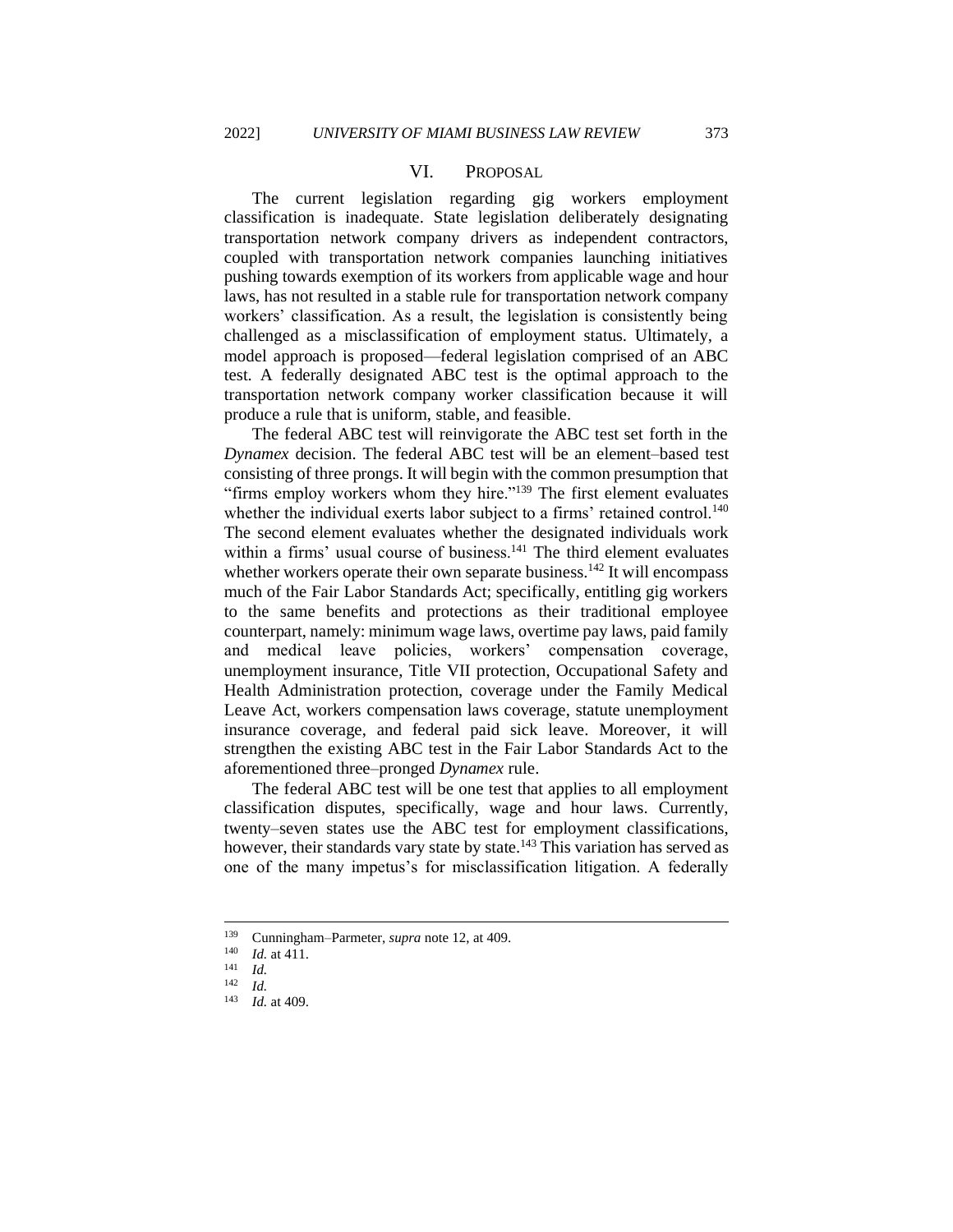## VI. PROPOSAL

The current legislation regarding gig workers employment classification is inadequate. State legislation deliberately designating transportation network company drivers as independent contractors, coupled with transportation network companies launching initiatives pushing towards exemption of its workers from applicable wage and hour laws, has not resulted in a stable rule for transportation network company workers' classification. As a result, the legislation is consistently being challenged as a misclassification of employment status. Ultimately, a model approach is proposed—federal legislation comprised of an ABC test. A federally designated ABC test is the optimal approach to the transportation network company worker classification because it will produce a rule that is uniform, stable, and feasible.

The federal ABC test will reinvigorate the ABC test set forth in the *Dynamex* decision. The federal ABC test will be an element–based test consisting of three prongs. It will begin with the common presumption that "firms employ workers whom they hire."[139] The first element evaluates whether the individual exerts labor subject to a firms' retained control.[140] The second element evaluates whether the designated individuals work within a firms' usual course of business.[141] The third element evaluates whether workers operate their own separate business.[142] It will encompass much of the Fair Labor Standards Act; specifically, entitling gig workers to the same benefits and protections as their traditional employee counterpart, namely: minimum wage laws, overtime pay laws, paid family and medical leave policies, workers' compensation coverage, unemployment insurance, Title VII protection, Occupational Safety and Health Administration protection, coverage under the Family Medical Leave Act, workers compensation laws coverage, statute unemployment insurance coverage, and federal paid sick leave. Moreover, it will strengthen the existing ABC test in the Fair Labor Standards Act to the aforementioned three–pronged *Dynamex* rule.

The federal ABC test will be one test that applies to all employment classification disputes, specifically, wage and hour laws. Currently, twenty–seven states use the ABC test for employment classifications, however, their standards vary state by state.[143] This variation has served as one of the many impetus's for misclassification litigation. A federally

---

[139] Cunningham–Parmeter, *supra* note 12, at 409.

[140] *Id.* at 411.

[141] *Id.*

[142] *Id.*

[143] *Id.* at 409.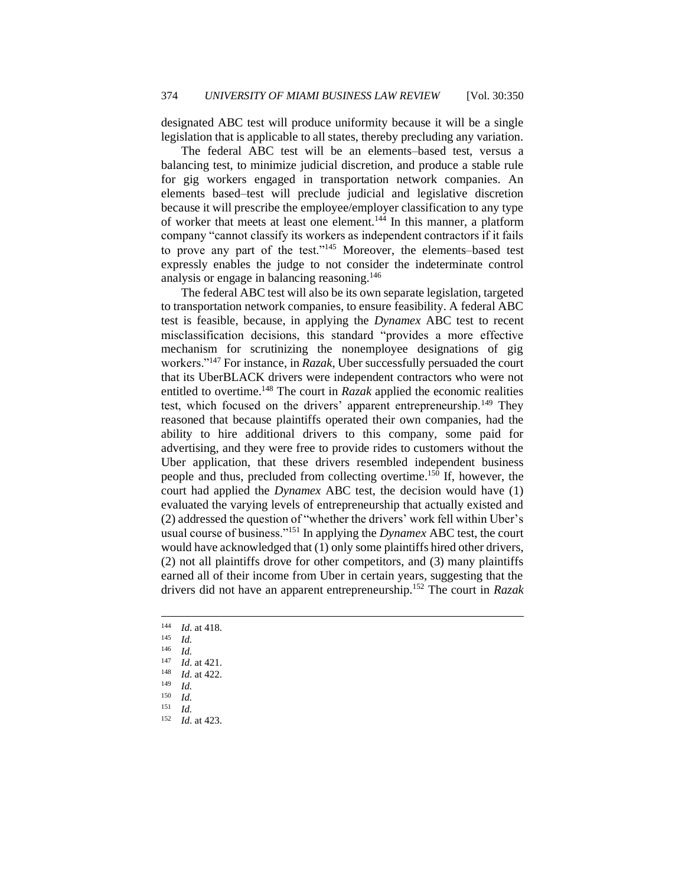designated ABC test will produce uniformity because it will be a single legislation that is applicable to all states, thereby precluding any variation.

The federal ABC test will be an elements–based test, versus a balancing test, to minimize judicial discretion, and produce a stable rule for gig workers engaged in transportation network companies. An elements based–test will preclude judicial and legislative discretion because it will prescribe the employee/employer classification to any type of worker that meets at least one element.[144] In this manner, a platform company "cannot classify its workers as independent contractors if it fails to prove any part of the test."[145] Moreover, the elements–based test expressly enables the judge to not consider the indeterminate control analysis or engage in balancing reasoning.[146]

The federal ABC test will also be its own separate legislation, targeted to transportation network companies, to ensure feasibility. A federal ABC test is feasible, because, in applying the *Dynamex* ABC test to recent misclassification decisions, this standard "provides a more effective mechanism for scrutinizing the nonemployee designations of gig workers."[147] For instance, in *Razak*, Uber successfully persuaded the court that its UberBLACK drivers were independent contractors who were not entitled to overtime.[148] The court in *Razak* applied the economic realities test, which focused on the drivers' apparent entrepreneurship.[149] They reasoned that because plaintiffs operated their own companies, had the ability to hire additional drivers to this company, some paid for advertising, and they were free to provide rides to customers without the Uber application, that these drivers resembled independent business people and thus, precluded from collecting overtime.[150] If, however, the court had applied the *Dynamex* ABC test, the decision would have (1) evaluated the varying levels of entrepreneurship that actually existed and (2) addressed the question of "whether the drivers' work fell within Uber's usual course of business."[151] In applying the *Dynamex* ABC test, the court would have acknowledged that (1) only some plaintiffs hired other drivers, (2) not all plaintiffs drove for other competitors, and (3) many plaintiffs earned all of their income from Uber in certain years, suggesting that the drivers did not have an apparent entrepreneurship.[152] The court in *Razak*

---

[144] *Id*. at 418.

[145] *Id.*

[146] *Id.*

[147] *Id*. at 421.

[148] *Id*. at 422.

[149] *Id.*

[150] *Id.*

[151] *Id.*

[152] *Id*. at 423.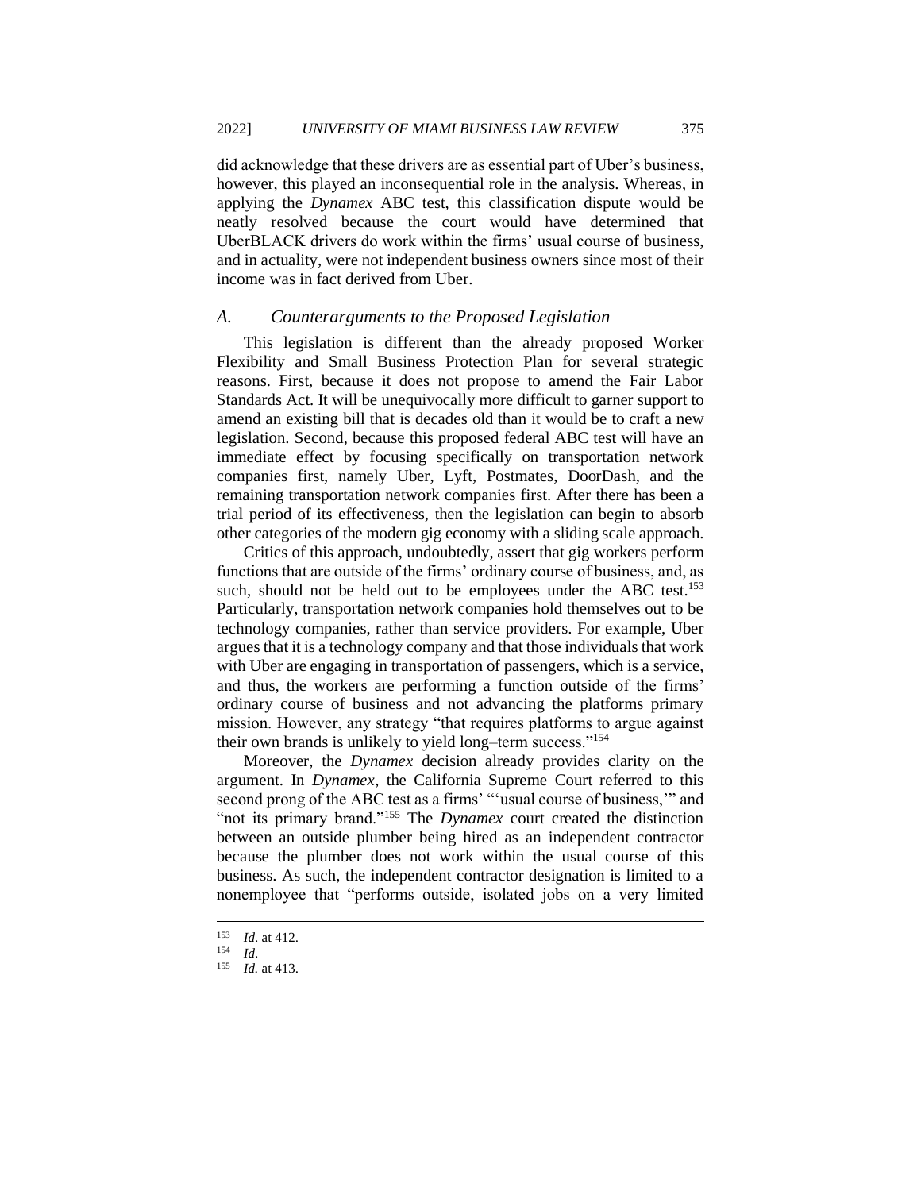did acknowledge that these drivers are as essential part of Uber's business, however, this played an inconsequential role in the analysis. Whereas, in applying the *Dynamex* ABC test, this classification dispute would be neatly resolved because the court would have determined that UberBLACK drivers do work within the firms' usual course of business, and in actuality, were not independent business owners since most of their income was in fact derived from Uber.

### *A. Counterarguments to the Proposed Legislation*

This legislation is different than the already proposed Worker Flexibility and Small Business Protection Plan for several strategic reasons. First, because it does not propose to amend the Fair Labor Standards Act. It will be unequivocally more difficult to garner support to amend an existing bill that is decades old than it would be to craft a new legislation. Second, because this proposed federal ABC test will have an immediate effect by focusing specifically on transportation network companies first, namely Uber, Lyft, Postmates, DoorDash, and the remaining transportation network companies first. After there has been a trial period of its effectiveness, then the legislation can begin to absorb other categories of the modern gig economy with a sliding scale approach.

Critics of this approach, undoubtedly, assert that gig workers perform functions that are outside of the firms' ordinary course of business, and, as such, should not be held out to be employees under the ABC test.[153] Particularly, transportation network companies hold themselves out to be technology companies, rather than service providers. For example, Uber argues that it is a technology company and that those individuals that work with Uber are engaging in transportation of passengers, which is a service, and thus, the workers are performing a function outside of the firms' ordinary course of business and not advancing the platforms primary mission. However, any strategy "that requires platforms to argue against their own brands is unlikely to yield long–term success."[154]

Moreover, the *Dynamex* decision already provides clarity on the argument. In *Dynamex*, the California Supreme Court referred to this second prong of the ABC test as a firms' "'usual course of business,'" and "not its primary brand."[155] The *Dynamex* court created the distinction between an outside plumber being hired as an independent contractor because the plumber does not work within the usual course of this business. As such, the independent contractor designation is limited to a nonemployee that "performs outside, isolated jobs on a very limited

---

[153] *Id.* at 412.

[154] *Id.*

[155] *Id.* at 413.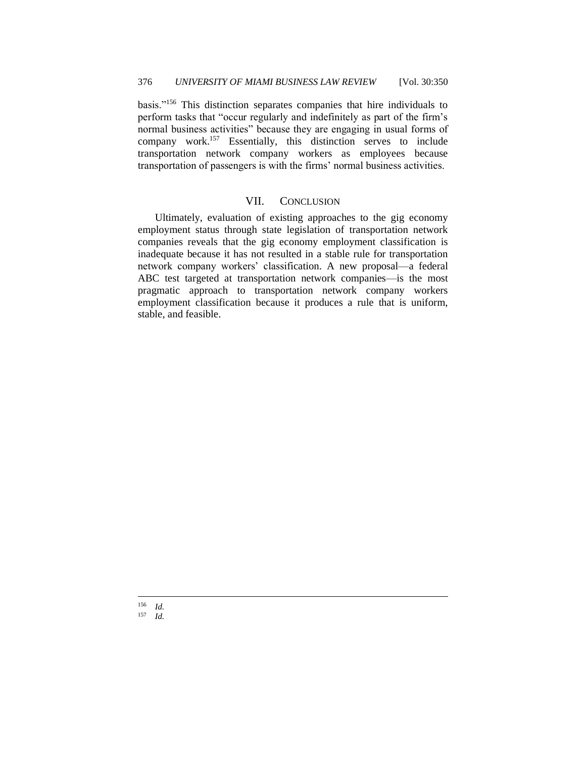basis."[156] This distinction separates companies that hire individuals to perform tasks that "occur regularly and indefinitely as part of the firm's normal business activities" because they are engaging in usual forms of company work.[157] Essentially, this distinction serves to include transportation network company workers as employees because transportation of passengers is with the firms' normal business activities.

## VII. CONCLUSION

Ultimately, evaluation of existing approaches to the gig economy employment status through state legislation of transportation network companies reveals that the gig economy employment classification is inadequate because it has not resulted in a stable rule for transportation network company workers' classification. A new proposal—a federal ABC test targeted at transportation network companies—is the most pragmatic approach to transportation network company workers employment classification because it produces a rule that is uniform, stable, and feasible.

---

[156] *Id.*

[157] *Id.*